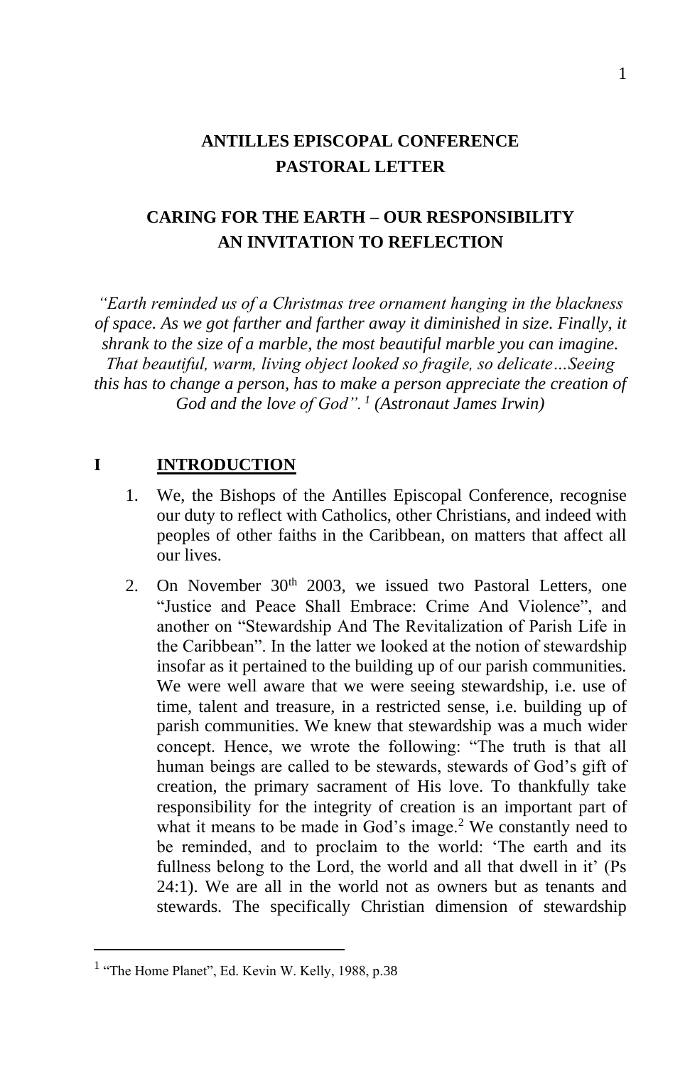# ANTILLES EPISCOPAL CONFERENCE
# PASTORAL LETTER

## CARING FOR THE EARTH – OUR RESPONSIBILITY
## AN INVITATION TO REFLECTION

*"Earth reminded us of a Christmas tree ornament hanging in the blackness of space. As we got farther and farther away it diminished in size. Finally, it shrank to the size of a marble, the most beautiful marble you can imagine. That beautiful, warm, living object looked so fragile, so delicate…Seeing this has to change a person, has to make a person appreciate the creation of God and the love of God".*[1] *(Astronaut James Irwin)*

## I INTRODUCTION

1. We, the Bishops of the Antilles Episcopal Conference, recognise our duty to reflect with Catholics, other Christians, and indeed with peoples of other faiths in the Caribbean, on matters that affect all our lives.

2. On November 30th 2003, we issued two Pastoral Letters, one "Justice and Peace Shall Embrace: Crime And Violence", and another on "Stewardship And The Revitalization of Parish Life in the Caribbean". In the latter we looked at the notion of stewardship insofar as it pertained to the building up of our parish communities. We were well aware that we were seeing stewardship, i.e. use of time, talent and treasure, in a restricted sense, i.e. building up of parish communities. We knew that stewardship was a much wider concept. Hence, we wrote the following: "The truth is that all human beings are called to be stewards, stewards of God's gift of creation, the primary sacrament of His love. To thankfully take responsibility for the integrity of creation is an important part of what it means to be made in God's image.[2] We constantly need to be reminded, and to proclaim to the world: 'The earth and its fullness belong to the Lord, the world and all that dwell in it' (Ps 24:1). We are all in the world not as owners but as tenants and stewards. The specifically Christian dimension of stewardship

---

[1] "The Home Planet", Ed. Kevin W. Kelly, 1988, p.38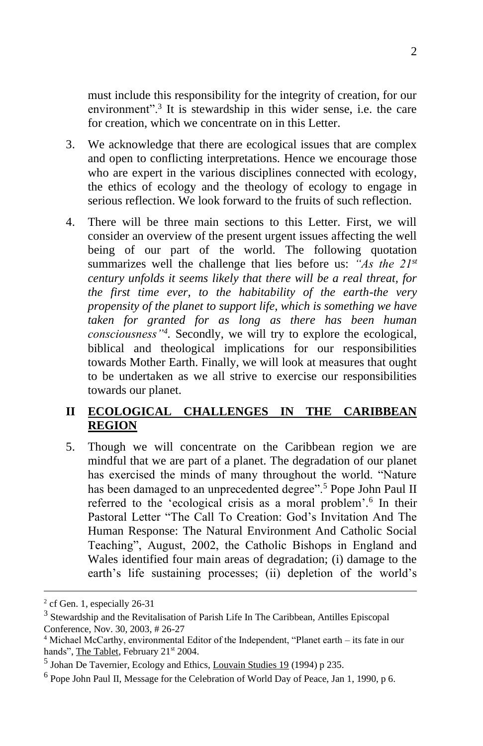must include this responsibility for the integrity of creation, for our environment".[3] It is stewardship in this wider sense, i.e. the care for creation, which we concentrate on in this Letter.

3. We acknowledge that there are ecological issues that are complex and open to conflicting interpretations. Hence we encourage those who are expert in the various disciplines connected with ecology, the ethics of ecology and the theology of ecology to engage in serious reflection. We look forward to the fruits of such reflection.

4. There will be three main sections to this Letter. First, we will consider an overview of the present urgent issues affecting the well being of our part of the world. The following quotation summarizes well the challenge that lies before us: *"As the 21st century unfolds it seems likely that there will be a real threat, for the first time ever, to the habitability of the earth-the very propensity of the planet to support life, which is something we have taken for granted for as long as there has been human consciousness"*[4]. Secondly, we will try to explore the ecological, biblical and theological implications for our responsibilities towards Mother Earth. Finally, we will look at measures that ought to be undertaken as we all strive to exercise our responsibilities towards our planet.

## II ECOLOGICAL CHALLENGES IN THE CARIBBEAN REGION

5. Though we will concentrate on the Caribbean region we are mindful that we are part of a planet. The degradation of our planet has exercised the minds of many throughout the world. "Nature has been damaged to an unprecedented degree".[5] Pope John Paul II referred to the 'ecological crisis as a moral problem'.[6] In their Pastoral Letter "The Call To Creation: God's Invitation And The Human Response: The Natural Environment And Catholic Social Teaching", August, 2002, the Catholic Bishops in England and Wales identified four main areas of degradation; (i) damage to the earth's life sustaining processes; (ii) depletion of the world's

---

[2] cf Gen. 1, especially 26-31

[3] Stewardship and the Revitalisation of Parish Life In The Caribbean, Antilles Episcopal Conference, Nov. 30, 2003, # 26-27

[4] Michael McCarthy, environmental Editor of the Independent, "Planet earth – its fate in our hands", The Tablet, February 21st 2004.

[5] Johan De Tavernier, Ecology and Ethics, Louvain Studies 19 (1994) p 235.

[6] Pope John Paul II, Message for the Celebration of World Day of Peace, Jan 1, 1990, p 6.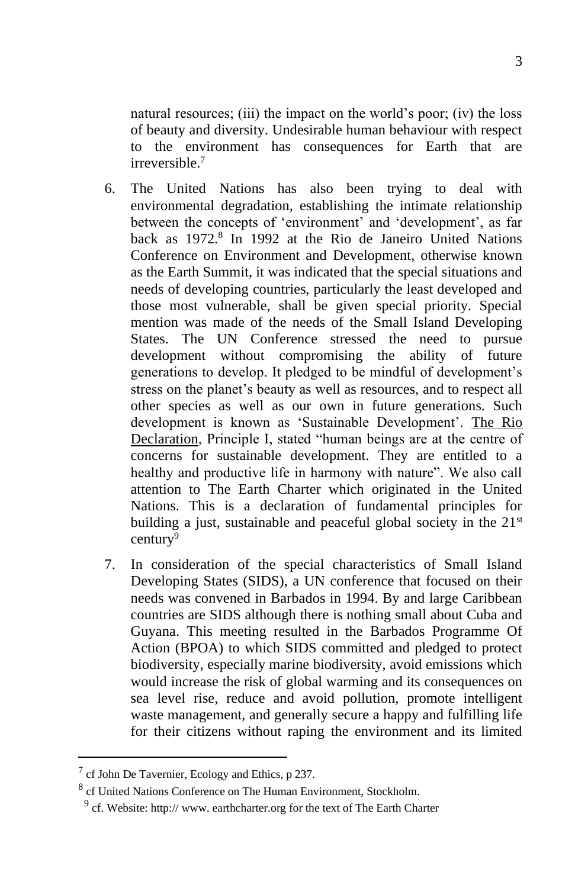natural resources; (iii) the impact on the world's poor; (iv) the loss of beauty and diversity. Undesirable human behaviour with respect to the environment has consequences for Earth that are irreversible.[7]

6. The United Nations has also been trying to deal with environmental degradation, establishing the intimate relationship between the concepts of 'environment' and 'development', as far back as 1972.[8] In 1992 at the Rio de Janeiro United Nations Conference on Environment and Development, otherwise known as the Earth Summit, it was indicated that the special situations and needs of developing countries, particularly the least developed and those most vulnerable, shall be given special priority. Special mention was made of the needs of the Small Island Developing States. The UN Conference stressed the need to pursue development without compromising the ability of future generations to develop. It pledged to be mindful of development's stress on the planet's beauty as well as resources, and to respect all other species as well as our own in future generations. Such development is known as 'Sustainable Development'. <u>The Rio Declaration</u>, Principle I, stated "human beings are at the centre of concerns for sustainable development. They are entitled to a healthy and productive life in harmony with nature". We also call attention to The Earth Charter which originated in the United Nations. This is a declaration of fundamental principles for building a just, sustainable and peaceful global society in the 21st century[9]

7. In consideration of the special characteristics of Small Island Developing States (SIDS), a UN conference that focused on their needs was convened in Barbados in 1994. By and large Caribbean countries are SIDS although there is nothing small about Cuba and Guyana. This meeting resulted in the Barbados Programme Of Action (BPOA) to which SIDS committed and pledged to protect biodiversity, especially marine biodiversity, avoid emissions which would increase the risk of global warming and its consequences on sea level rise, reduce and avoid pollution, promote intelligent waste management, and generally secure a happy and fulfilling life for their citizens without raping the environment and its limited

---

[7] cf John De Tavernier, Ecology and Ethics, p 237.

[8] cf United Nations Conference on The Human Environment, Stockholm.

[9] cf. Website: http:// www. earthcharter.org for the text of The Earth Charter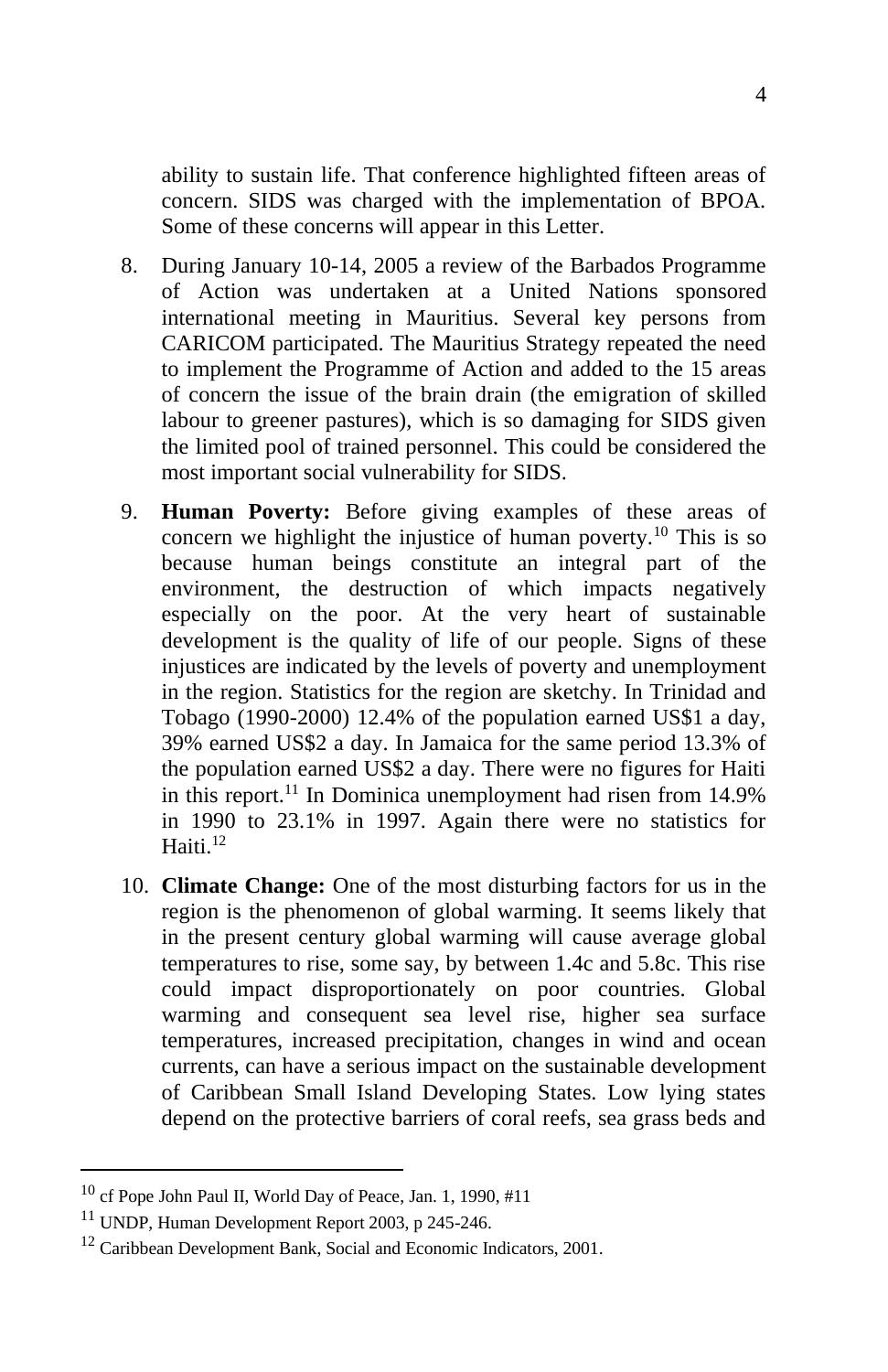ability to sustain life. That conference highlighted fifteen areas of concern. SIDS was charged with the implementation of BPOA. Some of these concerns will appear in this Letter.

8. During January 10-14, 2005 a review of the Barbados Programme of Action was undertaken at a United Nations sponsored international meeting in Mauritius. Several key persons from CARICOM participated. The Mauritius Strategy repeated the need to implement the Programme of Action and added to the 15 areas of concern the issue of the brain drain (the emigration of skilled labour to greener pastures), which is so damaging for SIDS given the limited pool of trained personnel. This could be considered the most important social vulnerability for SIDS.

9. **Human Poverty:** Before giving examples of these areas of concern we highlight the injustice of human poverty.[10] This is so because human beings constitute an integral part of the environment, the destruction of which impacts negatively especially on the poor. At the very heart of sustainable development is the quality of life of our people. Signs of these injustices are indicated by the levels of poverty and unemployment in the region. Statistics for the region are sketchy. In Trinidad and Tobago (1990-2000) 12.4% of the population earned US$1 a day, 39% earned US$2 a day. In Jamaica for the same period 13.3% of the population earned US$2 a day. There were no figures for Haiti in this report.[11] In Dominica unemployment had risen from 14.9% in 1990 to 23.1% in 1997. Again there were no statistics for Haiti.[12]

10. **Climate Change:** One of the most disturbing factors for us in the region is the phenomenon of global warming. It seems likely that in the present century global warming will cause average global temperatures to rise, some say, by between 1.4c and 5.8c. This rise could impact disproportionately on poor countries. Global warming and consequent sea level rise, higher sea surface temperatures, increased precipitation, changes in wind and ocean currents, can have a serious impact on the sustainable development of Caribbean Small Island Developing States. Low lying states depend on the protective barriers of coral reefs, sea grass beds and

---

[10] cf Pope John Paul II, World Day of Peace, Jan. 1, 1990, #11

[11] UNDP, Human Development Report 2003, p 245-246.

[12] Caribbean Development Bank, Social and Economic Indicators, 2001.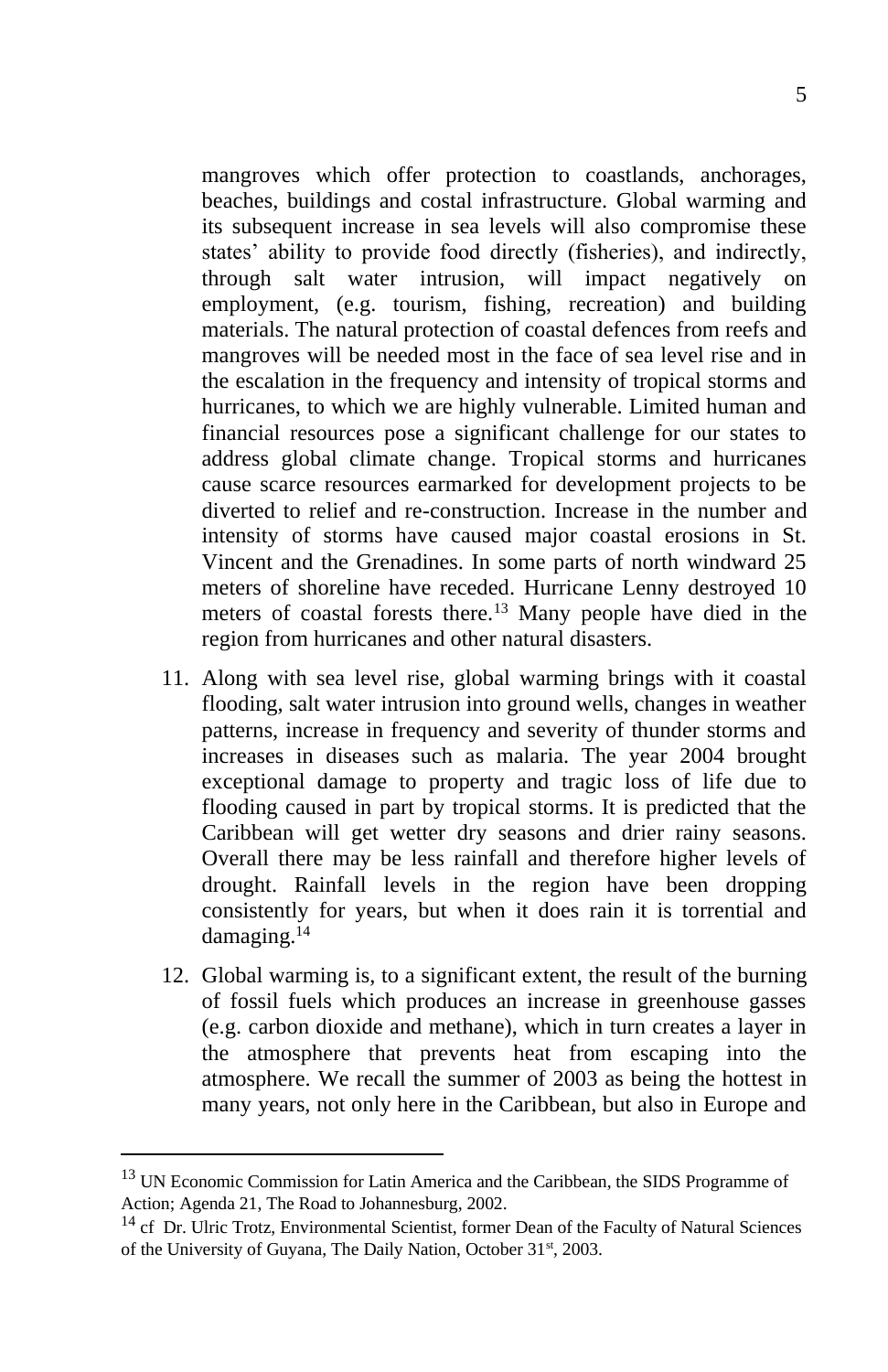mangroves which offer protection to coastlands, anchorages, beaches, buildings and costal infrastructure. Global warming and its subsequent increase in sea levels will also compromise these states' ability to provide food directly (fisheries), and indirectly, through salt water intrusion, will impact negatively on employment, (e.g. tourism, fishing, recreation) and building materials. The natural protection of coastal defences from reefs and mangroves will be needed most in the face of sea level rise and in the escalation in the frequency and intensity of tropical storms and hurricanes, to which we are highly vulnerable. Limited human and financial resources pose a significant challenge for our states to address global climate change. Tropical storms and hurricanes cause scarce resources earmarked for development projects to be diverted to relief and re-construction. Increase in the number and intensity of storms have caused major coastal erosions in St. Vincent and the Grenadines. In some parts of north windward 25 meters of shoreline have receded. Hurricane Lenny destroyed 10 meters of coastal forests there.[13] Many people have died in the region from hurricanes and other natural disasters.

11. Along with sea level rise, global warming brings with it coastal flooding, salt water intrusion into ground wells, changes in weather patterns, increase in frequency and severity of thunder storms and increases in diseases such as malaria. The year 2004 brought exceptional damage to property and tragic loss of life due to flooding caused in part by tropical storms. It is predicted that the Caribbean will get wetter dry seasons and drier rainy seasons. Overall there may be less rainfall and therefore higher levels of drought. Rainfall levels in the region have been dropping consistently for years, but when it does rain it is torrential and damaging.[14]

12. Global warming is, to a significant extent, the result of the burning of fossil fuels which produces an increase in greenhouse gasses (e.g. carbon dioxide and methane), which in turn creates a layer in the atmosphere that prevents heat from escaping into the atmosphere. We recall the summer of 2003 as being the hottest in many years, not only here in the Caribbean, but also in Europe and

---

[13] UN Economic Commission for Latin America and the Caribbean, the SIDS Programme of Action; Agenda 21, The Road to Johannesburg, 2002.

[14] cf Dr. Ulric Trotz, Environmental Scientist, former Dean of the Faculty of Natural Sciences of the University of Guyana, The Daily Nation, October 31st, 2003.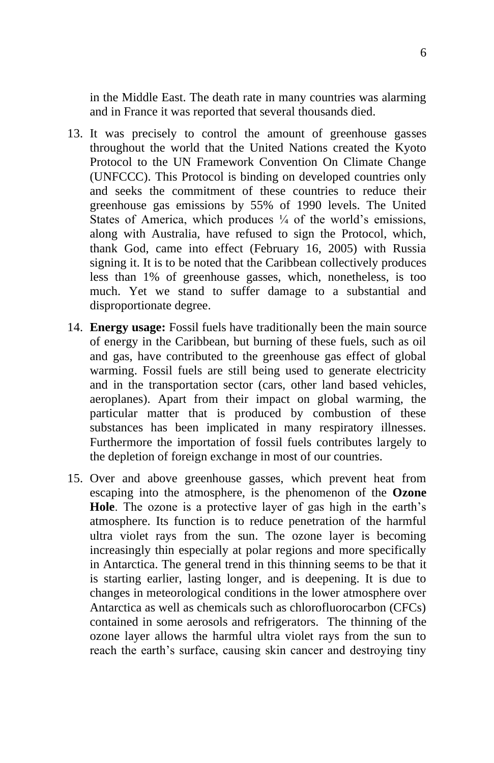in the Middle East. The death rate in many countries was alarming and in France it was reported that several thousands died.

13. It was precisely to control the amount of greenhouse gasses throughout the world that the United Nations created the Kyoto Protocol to the UN Framework Convention On Climate Change (UNFCCC). This Protocol is binding on developed countries only and seeks the commitment of these countries to reduce their greenhouse gas emissions by 55% of 1990 levels. The United States of America, which produces ¼ of the world's emissions, along with Australia, have refused to sign the Protocol, which, thank God, came into effect (February 16, 2005) with Russia signing it. It is to be noted that the Caribbean collectively produces less than 1% of greenhouse gasses, which, nonetheless, is too much. Yet we stand to suffer damage to a substantial and disproportionate degree.

14. **Energy usage:** Fossil fuels have traditionally been the main source of energy in the Caribbean, but burning of these fuels, such as oil and gas, have contributed to the greenhouse gas effect of global warming. Fossil fuels are still being used to generate electricity and in the transportation sector (cars, other land based vehicles, aeroplanes). Apart from their impact on global warming, the particular matter that is produced by combustion of these substances has been implicated in many respiratory illnesses. Furthermore the importation of fossil fuels contributes largely to the depletion of foreign exchange in most of our countries.

15. Over and above greenhouse gasses, which prevent heat from escaping into the atmosphere, is the phenomenon of the **Ozone Hole**. The ozone is a protective layer of gas high in the earth's atmosphere. Its function is to reduce penetration of the harmful ultra violet rays from the sun. The ozone layer is becoming increasingly thin especially at polar regions and more specifically in Antarctica. The general trend in this thinning seems to be that it is starting earlier, lasting longer, and is deepening. It is due to changes in meteorological conditions in the lower atmosphere over Antarctica as well as chemicals such as chlorofluorocarbon (CFCs) contained in some aerosols and refrigerators. The thinning of the ozone layer allows the harmful ultra violet rays from the sun to reach the earth's surface, causing skin cancer and destroying tiny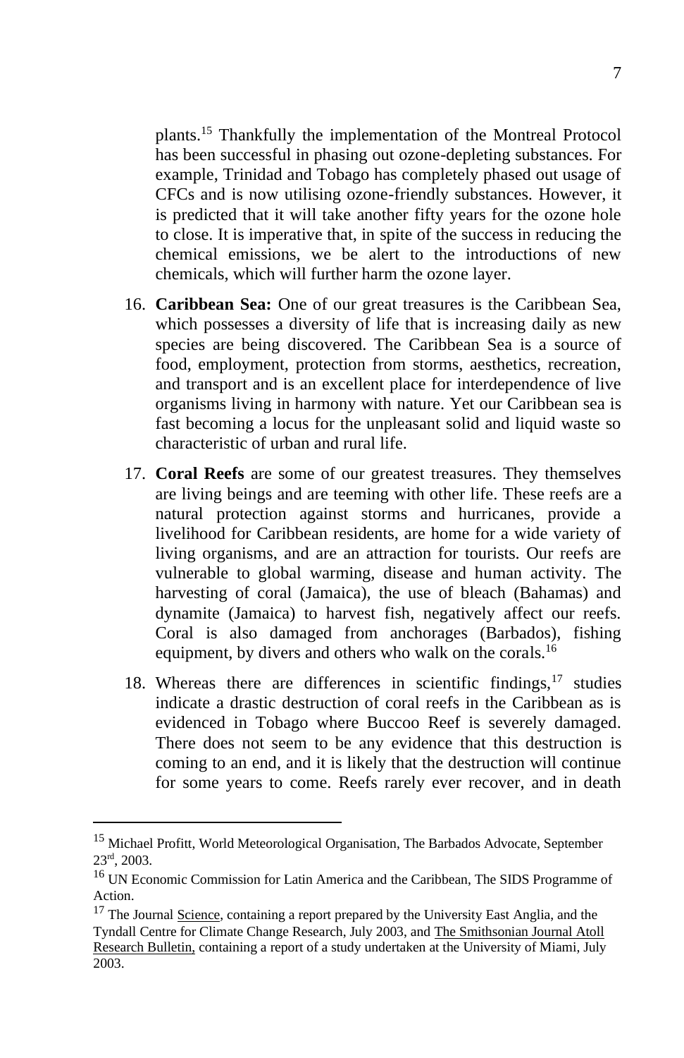plants.[15] Thankfully the implementation of the Montreal Protocol has been successful in phasing out ozone-depleting substances. For example, Trinidad and Tobago has completely phased out usage of CFCs and is now utilising ozone-friendly substances. However, it is predicted that it will take another fifty years for the ozone hole to close. It is imperative that, in spite of the success in reducing the chemical emissions, we be alert to the introductions of new chemicals, which will further harm the ozone layer.

16. **Caribbean Sea:** One of our great treasures is the Caribbean Sea, which possesses a diversity of life that is increasing daily as new species are being discovered. The Caribbean Sea is a source of food, employment, protection from storms, aesthetics, recreation, and transport and is an excellent place for interdependence of live organisms living in harmony with nature. Yet our Caribbean sea is fast becoming a locus for the unpleasant solid and liquid waste so characteristic of urban and rural life.

17. **Coral Reefs** are some of our greatest treasures. They themselves are living beings and are teeming with other life. These reefs are a natural protection against storms and hurricanes, provide a livelihood for Caribbean residents, are home for a wide variety of living organisms, and are an attraction for tourists. Our reefs are vulnerable to global warming, disease and human activity. The harvesting of coral (Jamaica), the use of bleach (Bahamas) and dynamite (Jamaica) to harvest fish, negatively affect our reefs. Coral is also damaged from anchorages (Barbados), fishing equipment, by divers and others who walk on the corals.[16]

18. Whereas there are differences in scientific findings,[17] studies indicate a drastic destruction of coral reefs in the Caribbean as is evidenced in Tobago where Buccoo Reef is severely damaged. There does not seem to be any evidence that this destruction is coming to an end, and it is likely that the destruction will continue for some years to come. Reefs rarely ever recover, and in death

---

[15] Michael Profitt, World Meteorological Organisation, The Barbados Advocate, September 23rd, 2003.

[16] UN Economic Commission for Latin America and the Caribbean, The SIDS Programme of Action.

[17] The Journal Science, containing a report prepared by the University East Anglia, and the Tyndall Centre for Climate Change Research, July 2003, and The Smithsonian Journal Atoll Research Bulletin, containing a report of a study undertaken at the University of Miami, July 2003.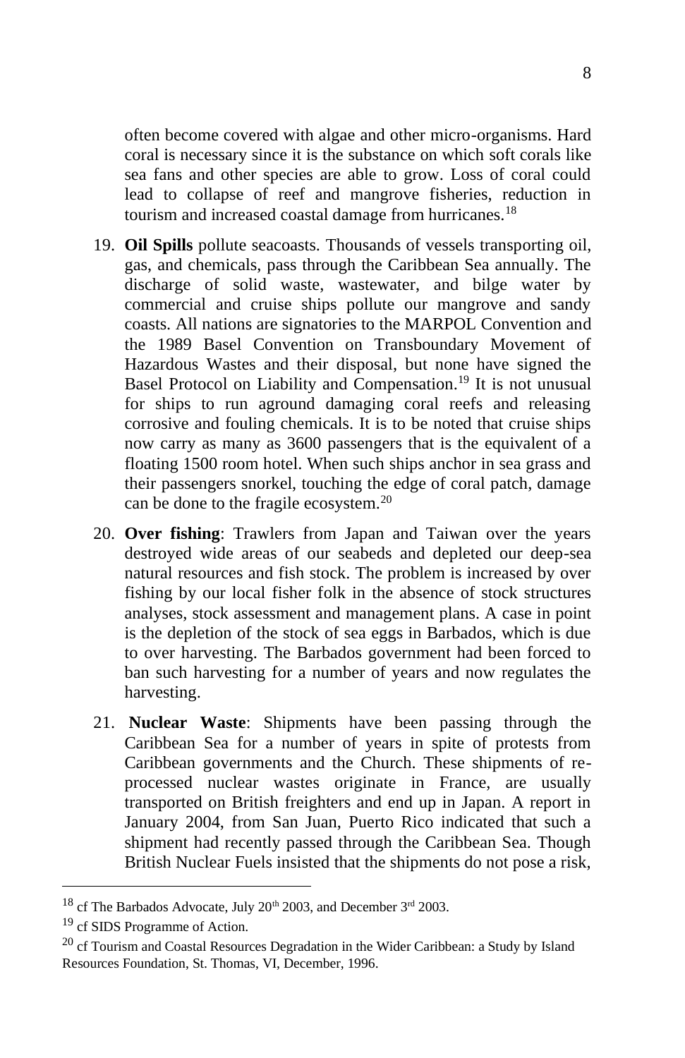often become covered with algae and other micro-organisms. Hard coral is necessary since it is the substance on which soft corals like sea fans and other species are able to grow. Loss of coral could lead to collapse of reef and mangrove fisheries, reduction in tourism and increased coastal damage from hurricanes.[18]

19. **Oil Spills** pollute seacoasts. Thousands of vessels transporting oil, gas, and chemicals, pass through the Caribbean Sea annually. The discharge of solid waste, wastewater, and bilge water by commercial and cruise ships pollute our mangrove and sandy coasts. All nations are signatories to the MARPOL Convention and the 1989 Basel Convention on Transboundary Movement of Hazardous Wastes and their disposal, but none have signed the Basel Protocol on Liability and Compensation.[19] It is not unusual for ships to run aground damaging coral reefs and releasing corrosive and fouling chemicals. It is to be noted that cruise ships now carry as many as 3600 passengers that is the equivalent of a floating 1500 room hotel. When such ships anchor in sea grass and their passengers snorkel, touching the edge of coral patch, damage can be done to the fragile ecosystem.[20]

20. **Over fishing**: Trawlers from Japan and Taiwan over the years destroyed wide areas of our seabeds and depleted our deep-sea natural resources and fish stock. The problem is increased by over fishing by our local fisher folk in the absence of stock structures analyses, stock assessment and management plans. A case in point is the depletion of the stock of sea eggs in Barbados, which is due to over harvesting. The Barbados government had been forced to ban such harvesting for a number of years and now regulates the harvesting.

21. **Nuclear Waste**: Shipments have been passing through the Caribbean Sea for a number of years in spite of protests from Caribbean governments and the Church. These shipments of re-processed nuclear wastes originate in France, are usually transported on British freighters and end up in Japan. A report in January 2004, from San Juan, Puerto Rico indicated that such a shipment had recently passed through the Caribbean Sea. Though British Nuclear Fuels insisted that the shipments do not pose a risk,

---

[18] cf The Barbados Advocate, July 20th 2003, and December 3rd 2003.

[19] cf SIDS Programme of Action.

[20] cf Tourism and Coastal Resources Degradation in the Wider Caribbean: a Study by Island Resources Foundation, St. Thomas, VI, December, 1996.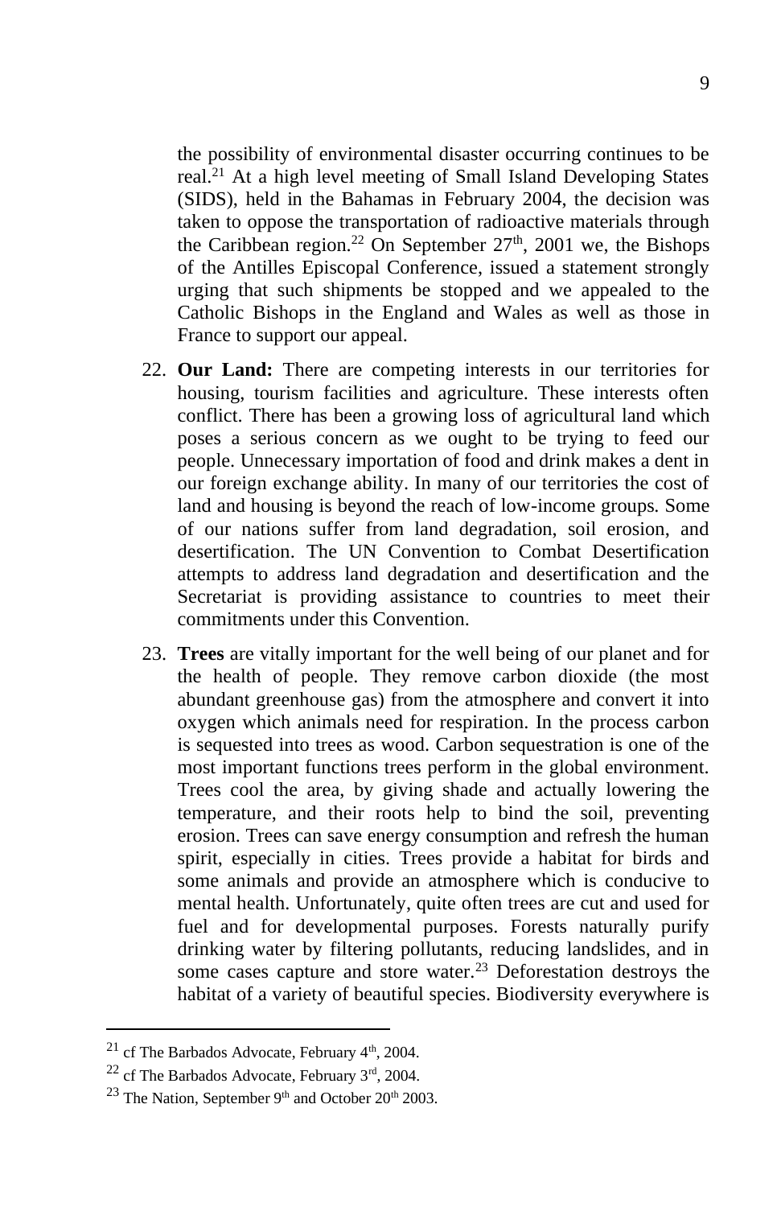the possibility of environmental disaster occurring continues to be real.[21] At a high level meeting of Small Island Developing States (SIDS), held in the Bahamas in February 2004, the decision was taken to oppose the transportation of radioactive materials through the Caribbean region.[22] On September 27th, 2001 we, the Bishops of the Antilles Episcopal Conference, issued a statement strongly urging that such shipments be stopped and we appealed to the Catholic Bishops in the England and Wales as well as those in France to support our appeal.

22. **Our Land:** There are competing interests in our territories for housing, tourism facilities and agriculture. These interests often conflict. There has been a growing loss of agricultural land which poses a serious concern as we ought to be trying to feed our people. Unnecessary importation of food and drink makes a dent in our foreign exchange ability. In many of our territories the cost of land and housing is beyond the reach of low-income groups. Some of our nations suffer from land degradation, soil erosion, and desertification. The UN Convention to Combat Desertification attempts to address land degradation and desertification and the Secretariat is providing assistance to countries to meet their commitments under this Convention.

23. **Trees** are vitally important for the well being of our planet and for the health of people. They remove carbon dioxide (the most abundant greenhouse gas) from the atmosphere and convert it into oxygen which animals need for respiration. In the process carbon is sequested into trees as wood. Carbon sequestration is one of the most important functions trees perform in the global environment. Trees cool the area, by giving shade and actually lowering the temperature, and their roots help to bind the soil, preventing erosion. Trees can save energy consumption and refresh the human spirit, especially in cities. Trees provide a habitat for birds and some animals and provide an atmosphere which is conducive to mental health. Unfortunately, quite often trees are cut and used for fuel and for developmental purposes. Forests naturally purify drinking water by filtering pollutants, reducing landslides, and in some cases capture and store water.[23] Deforestation destroys the habitat of a variety of beautiful species. Biodiversity everywhere is

---

[21] cf The Barbados Advocate, February 4th, 2004.

[22] cf The Barbados Advocate, February 3rd, 2004.

[23] The Nation, September 9th and October 20th 2003.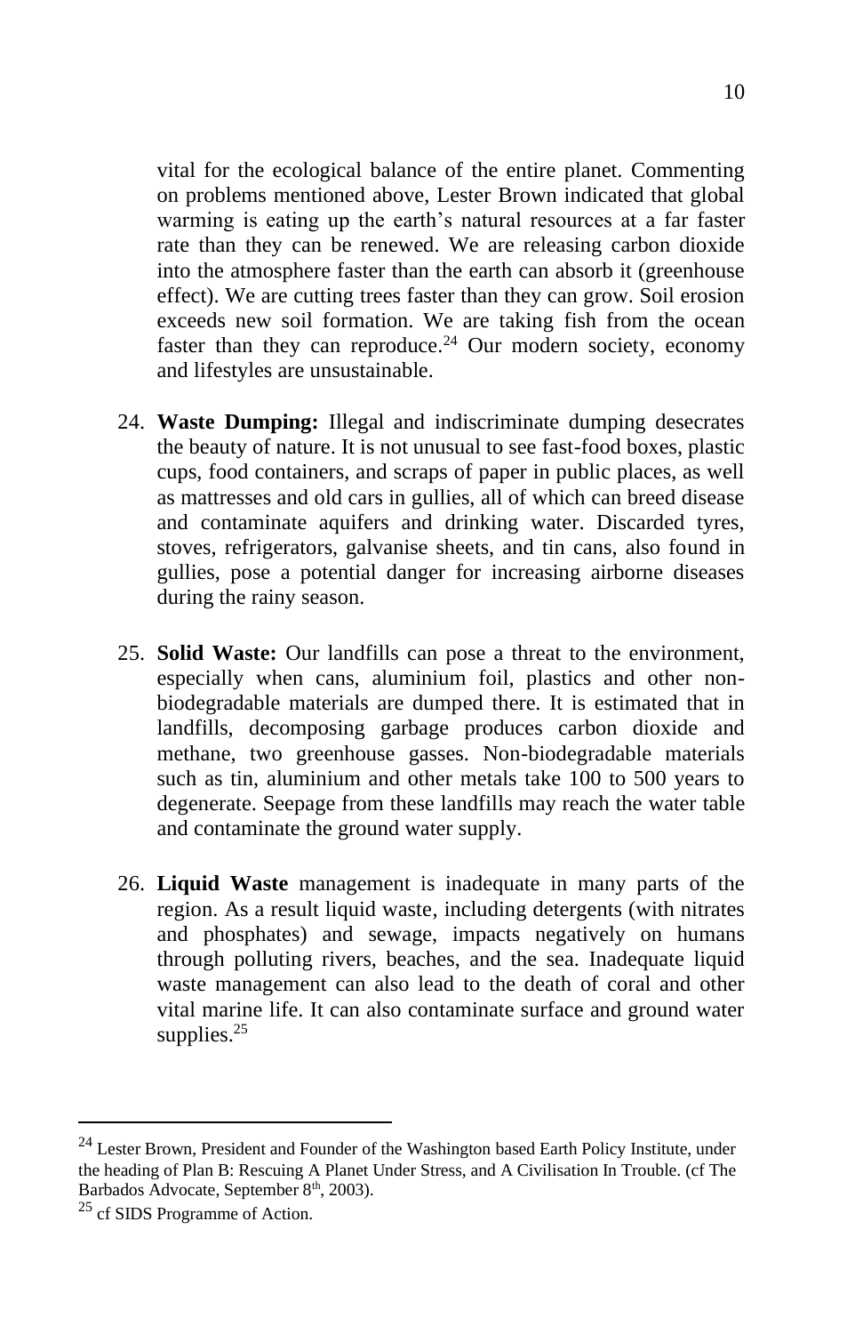vital for the ecological balance of the entire planet. Commenting on problems mentioned above, Lester Brown indicated that global warming is eating up the earth's natural resources at a far faster rate than they can be renewed. We are releasing carbon dioxide into the atmosphere faster than the earth can absorb it (greenhouse effect). We are cutting trees faster than they can grow. Soil erosion exceeds new soil formation. We are taking fish from the ocean faster than they can reproduce.[24] Our modern society, economy and lifestyles are unsustainable.

24. **Waste Dumping:** Illegal and indiscriminate dumping desecrates the beauty of nature. It is not unusual to see fast-food boxes, plastic cups, food containers, and scraps of paper in public places, as well as mattresses and old cars in gullies, all of which can breed disease and contaminate aquifers and drinking water. Discarded tyres, stoves, refrigerators, galvanise sheets, and tin cans, also found in gullies, pose a potential danger for increasing airborne diseases during the rainy season.

25. **Solid Waste:** Our landfills can pose a threat to the environment, especially when cans, aluminium foil, plastics and other non-biodegradable materials are dumped there. It is estimated that in landfills, decomposing garbage produces carbon dioxide and methane, two greenhouse gasses. Non-biodegradable materials such as tin, aluminium and other metals take 100 to 500 years to degenerate. Seepage from these landfills may reach the water table and contaminate the ground water supply.

26. **Liquid Waste** management is inadequate in many parts of the region. As a result liquid waste, including detergents (with nitrates and phosphates) and sewage, impacts negatively on humans through polluting rivers, beaches, and the sea. Inadequate liquid waste management can also lead to the death of coral and other vital marine life. It can also contaminate surface and ground water supplies.[25]

---

[24] Lester Brown, President and Founder of the Washington based Earth Policy Institute, under the heading of Plan B: Rescuing A Planet Under Stress, and A Civilisation In Trouble. (cf The Barbados Advocate, September 8th, 2003).

[25] cf SIDS Programme of Action.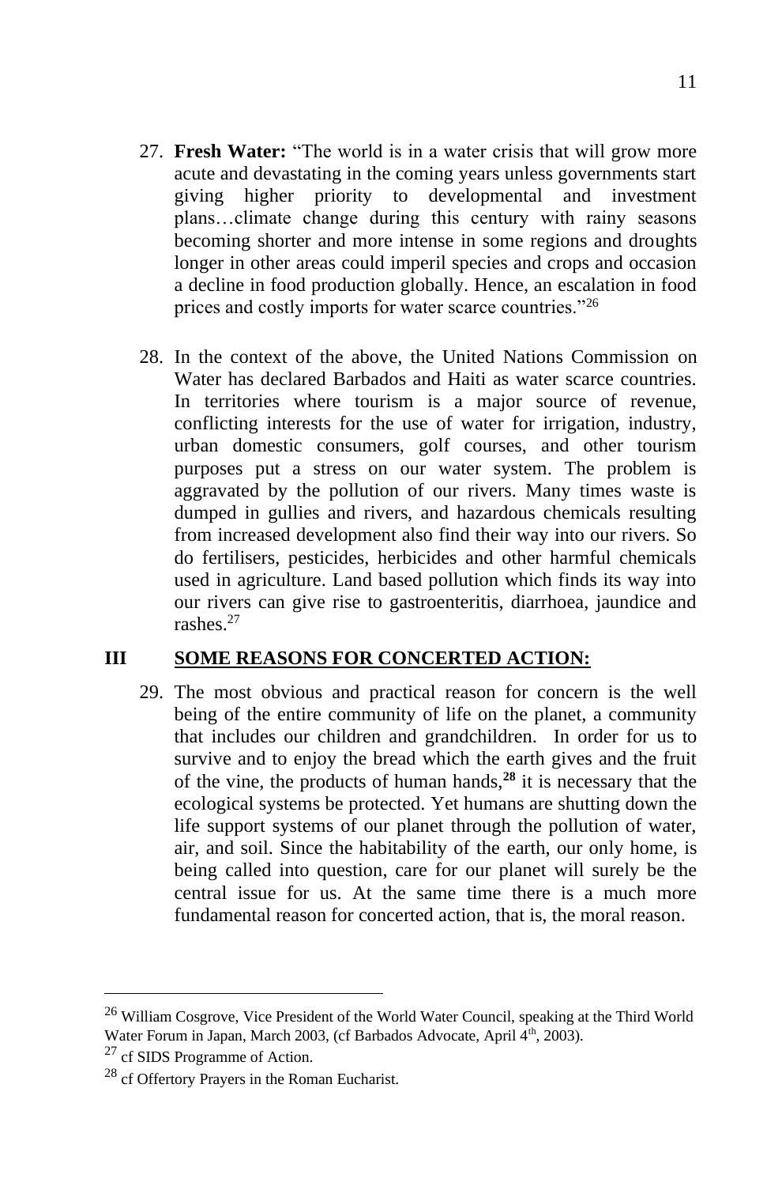27. **Fresh Water:** "The world is in a water crisis that will grow more acute and devastating in the coming years unless governments start giving higher priority to developmental and investment plans…climate change during this century with rainy seasons becoming shorter and more intense in some regions and droughts longer in other areas could imperil species and crops and occasion a decline in food production globally. Hence, an escalation in food prices and costly imports for water scarce countries."[26]

28. In the context of the above, the United Nations Commission on Water has declared Barbados and Haiti as water scarce countries. In territories where tourism is a major source of revenue, conflicting interests for the use of water for irrigation, industry, urban domestic consumers, golf courses, and other tourism purposes put a stress on our water system. The problem is aggravated by the pollution of our rivers. Many times waste is dumped in gullies and rivers, and hazardous chemicals resulting from increased development also find their way into our rivers. So do fertilisers, pesticides, herbicides and other harmful chemicals used in agriculture. Land based pollution which finds its way into our rivers can give rise to gastroenteritis, diarrhoea, jaundice and rashes.[27]

## III **SOME REASONS FOR CONCERTED ACTION:**

29. The most obvious and practical reason for concern is the well being of the entire community of life on the planet, a community that includes our children and grandchildren. In order for us to survive and to enjoy the bread which the earth gives and the fruit of the vine, the products of human hands,**[28]** it is necessary that the ecological systems be protected. Yet humans are shutting down the life support systems of our planet through the pollution of water, air, and soil. Since the habitability of the earth, our only home, is being called into question, care for our planet will surely be the central issue for us. At the same time there is a much more fundamental reason for concerted action, that is, the moral reason.

---

[26] William Cosgrove, Vice President of the World Water Council, speaking at the Third World Water Forum in Japan, March 2003, (cf Barbados Advocate, April 4th, 2003).

[27] cf SIDS Programme of Action.

[28] cf Offertory Prayers in the Roman Eucharist.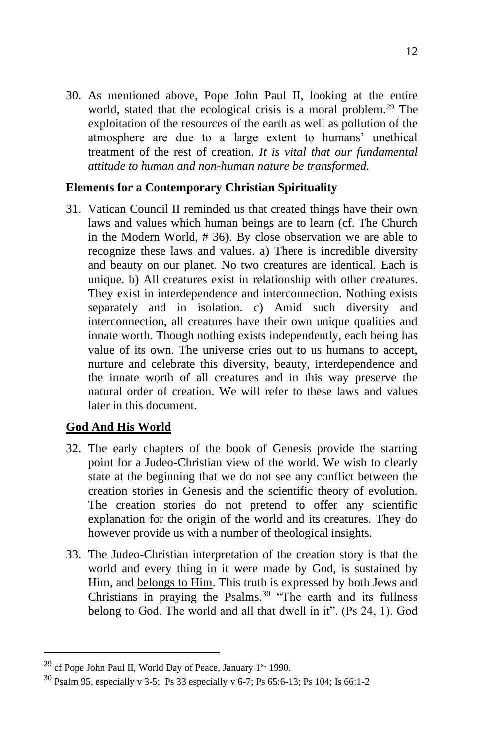30. As mentioned above, Pope John Paul II, looking at the entire world, stated that the ecological crisis is a moral problem.[29] The exploitation of the resources of the earth as well as pollution of the atmosphere are due to a large extent to humans' unethical treatment of the rest of creation. *It is vital that our fundamental attitude to human and non-human nature be transformed.*

**Elements for a Contemporary Christian Spirituality**

31. Vatican Council II reminded us that created things have their own laws and values which human beings are to learn (cf. The Church in the Modern World, # 36). By close observation we are able to recognize these laws and values. a) There is incredible diversity and beauty on our planet. No two creatures are identical. Each is unique. b) All creatures exist in relationship with other creatures. They exist in interdependence and interconnection. Nothing exists separately and in isolation. c) Amid such diversity and interconnection, all creatures have their own unique qualities and innate worth. Though nothing exists independently, each being has value of its own. The universe cries out to us humans to accept, nurture and celebrate this diversity, beauty, interdependence and the innate worth of all creatures and in this way preserve the natural order of creation. We will refer to these laws and values later in this document.

**God And His World**

32. The early chapters of the book of Genesis provide the starting point for a Judeo-Christian view of the world. We wish to clearly state at the beginning that we do not see any conflict between the creation stories in Genesis and the scientific theory of evolution. The creation stories do not pretend to offer any scientific explanation for the origin of the world and its creatures. They do however provide us with a number of theological insights.

33. The Judeo-Christian interpretation of the creation story is that the world and every thing in it were made by God, is sustained by Him, and belongs to Him. This truth is expressed by both Jews and Christians in praying the Psalms.[30] "The earth and its fullness belong to God. The world and all that dwell in it". (Ps 24, 1). God

[29] cf Pope John Paul II, World Day of Peace, January 1st, 1990.

[30] Psalm 95, especially v 3-5; Ps 33 especially v 6-7; Ps 65:6-13; Ps 104; Is 66:1-2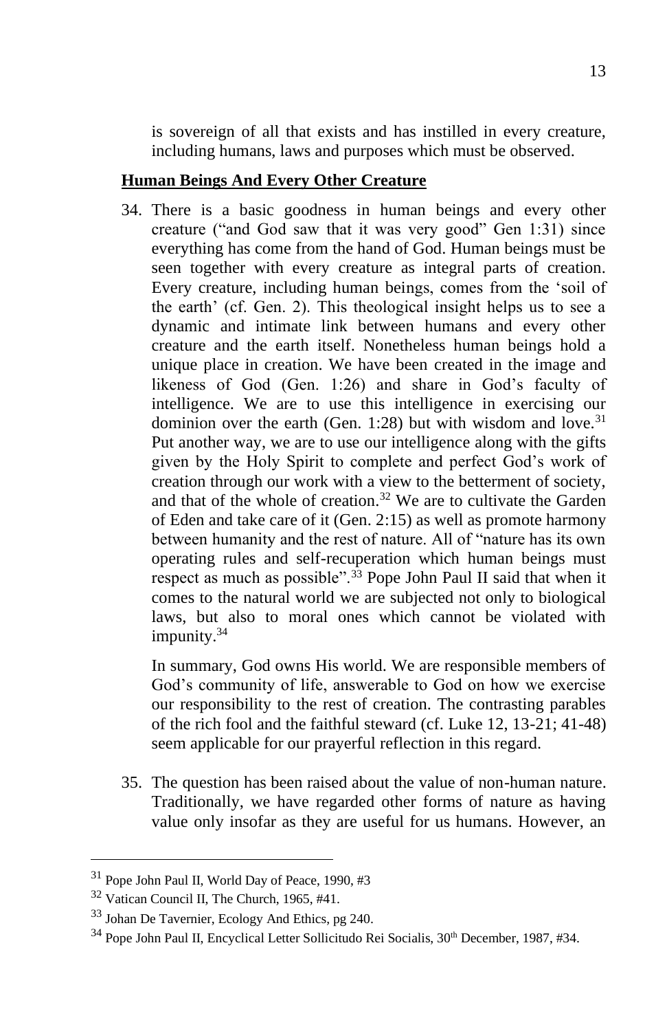is sovereign of all that exists and has instilled in every creature, including humans, laws and purposes which must be observed.

**Human Beings And Every Other Creature**

34. There is a basic goodness in human beings and every other creature ("and God saw that it was very good" Gen 1:31) since everything has come from the hand of God. Human beings must be seen together with every creature as integral parts of creation. Every creature, including human beings, comes from the 'soil of the earth' (cf. Gen. 2). This theological insight helps us to see a dynamic and intimate link between humans and every other creature and the earth itself. Nonetheless human beings hold a unique place in creation. We have been created in the image and likeness of God (Gen. 1:26) and share in God's faculty of intelligence. We are to use this intelligence in exercising our dominion over the earth (Gen. 1:28) but with wisdom and love.[31] Put another way, we are to use our intelligence along with the gifts given by the Holy Spirit to complete and perfect God's work of creation through our work with a view to the betterment of society, and that of the whole of creation.[32] We are to cultivate the Garden of Eden and take care of it (Gen. 2:15) as well as promote harmony between humanity and the rest of nature. All of "nature has its own operating rules and self-recuperation which human beings must respect as much as possible".[33] Pope John Paul II said that when it comes to the natural world we are subjected not only to biological laws, but also to moral ones which cannot be violated with impunity.[34]

    In summary, God owns His world. We are responsible members of God's community of life, answerable to God on how we exercise our responsibility to the rest of creation. The contrasting parables of the rich fool and the faithful steward (cf. Luke 12, 13-21; 41-48) seem applicable for our prayerful reflection in this regard.

35. The question has been raised about the value of non-human nature. Traditionally, we have regarded other forms of nature as having value only insofar as they are useful for us humans. However, an

---

[31] Pope John Paul II, World Day of Peace, 1990, #3

[32] Vatican Council II, The Church, 1965, #41.

[33] Johan De Tavernier, Ecology And Ethics, pg 240.

[34] Pope John Paul II, Encyclical Letter Sollicitudo Rei Socialis, 30th December, 1987, #34.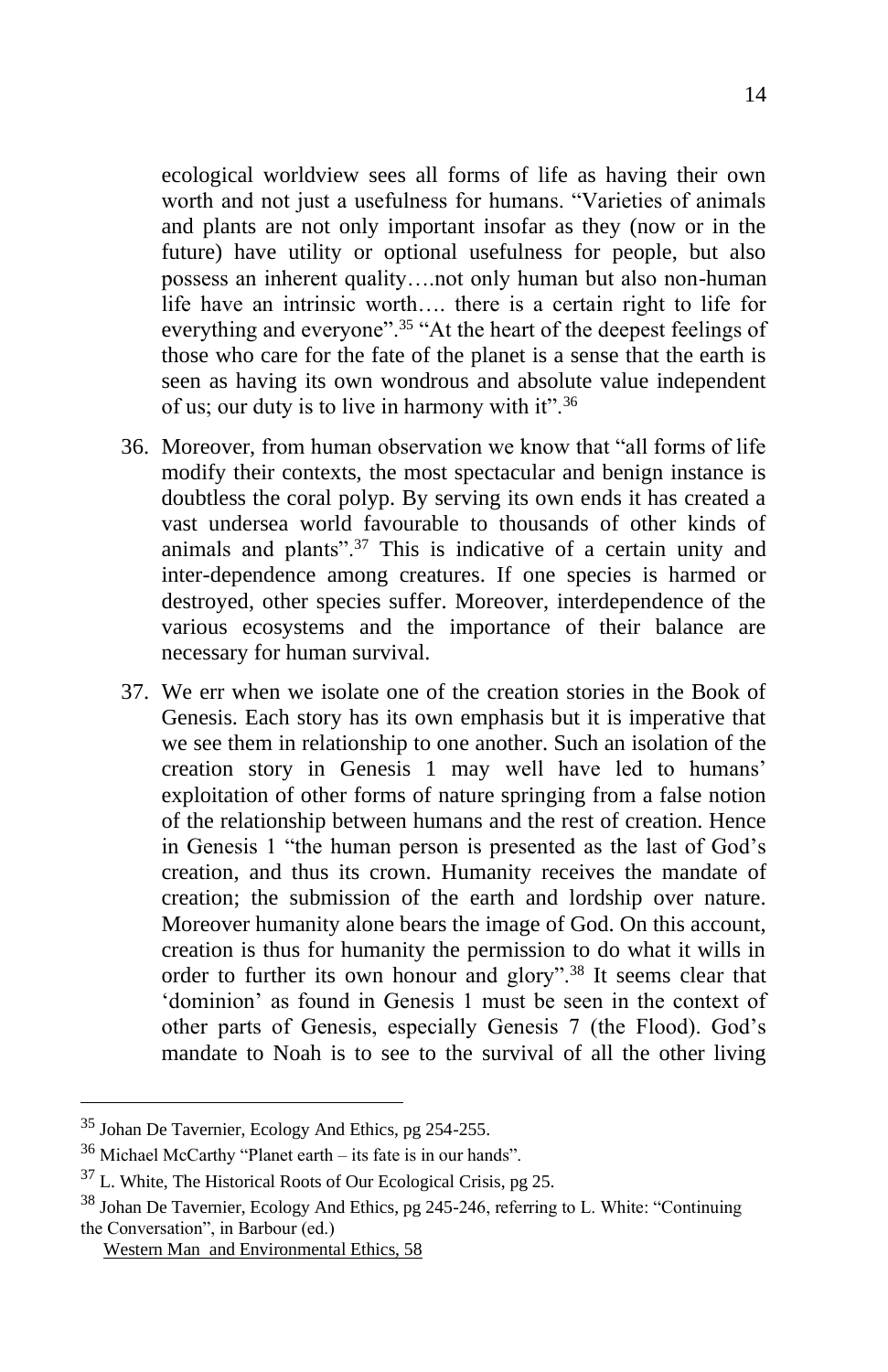ecological worldview sees all forms of life as having their own worth and not just a usefulness for humans. "Varieties of animals and plants are not only important insofar as they (now or in the future) have utility or optional usefulness for people, but also possess an inherent quality….not only human but also non-human life have an intrinsic worth…. there is a certain right to life for everything and everyone".[35] "At the heart of the deepest feelings of those who care for the fate of the planet is a sense that the earth is seen as having its own wondrous and absolute value independent of us; our duty is to live in harmony with it".[36]

36. Moreover, from human observation we know that "all forms of life modify their contexts, the most spectacular and benign instance is doubtless the coral polyp. By serving its own ends it has created a vast undersea world favourable to thousands of other kinds of animals and plants".[37] This is indicative of a certain unity and inter-dependence among creatures. If one species is harmed or destroyed, other species suffer. Moreover, interdependence of the various ecosystems and the importance of their balance are necessary for human survival.

37. We err when we isolate one of the creation stories in the Book of Genesis. Each story has its own emphasis but it is imperative that we see them in relationship to one another. Such an isolation of the creation story in Genesis 1 may well have led to humans' exploitation of other forms of nature springing from a false notion of the relationship between humans and the rest of creation. Hence in Genesis 1 "the human person is presented as the last of God's creation, and thus its crown. Humanity receives the mandate of creation; the submission of the earth and lordship over nature. Moreover humanity alone bears the image of God. On this account, creation is thus for humanity the permission to do what it wills in order to further its own honour and glory".[38] It seems clear that 'dominion' as found in Genesis 1 must be seen in the context of other parts of Genesis, especially Genesis 7 (the Flood). God's mandate to Noah is to see to the survival of all the other living

---

[35] Johan De Tavernier, Ecology And Ethics, pg 254-255.

[36] Michael McCarthy "Planet earth – its fate is in our hands".

[37] L. White, The Historical Roots of Our Ecological Crisis, pg 25.

[38] Johan De Tavernier, Ecology And Ethics, pg 245-246, referring to L. White: "Continuing the Conversation", in Barbour (ed.) Western Man and Environmental Ethics, 58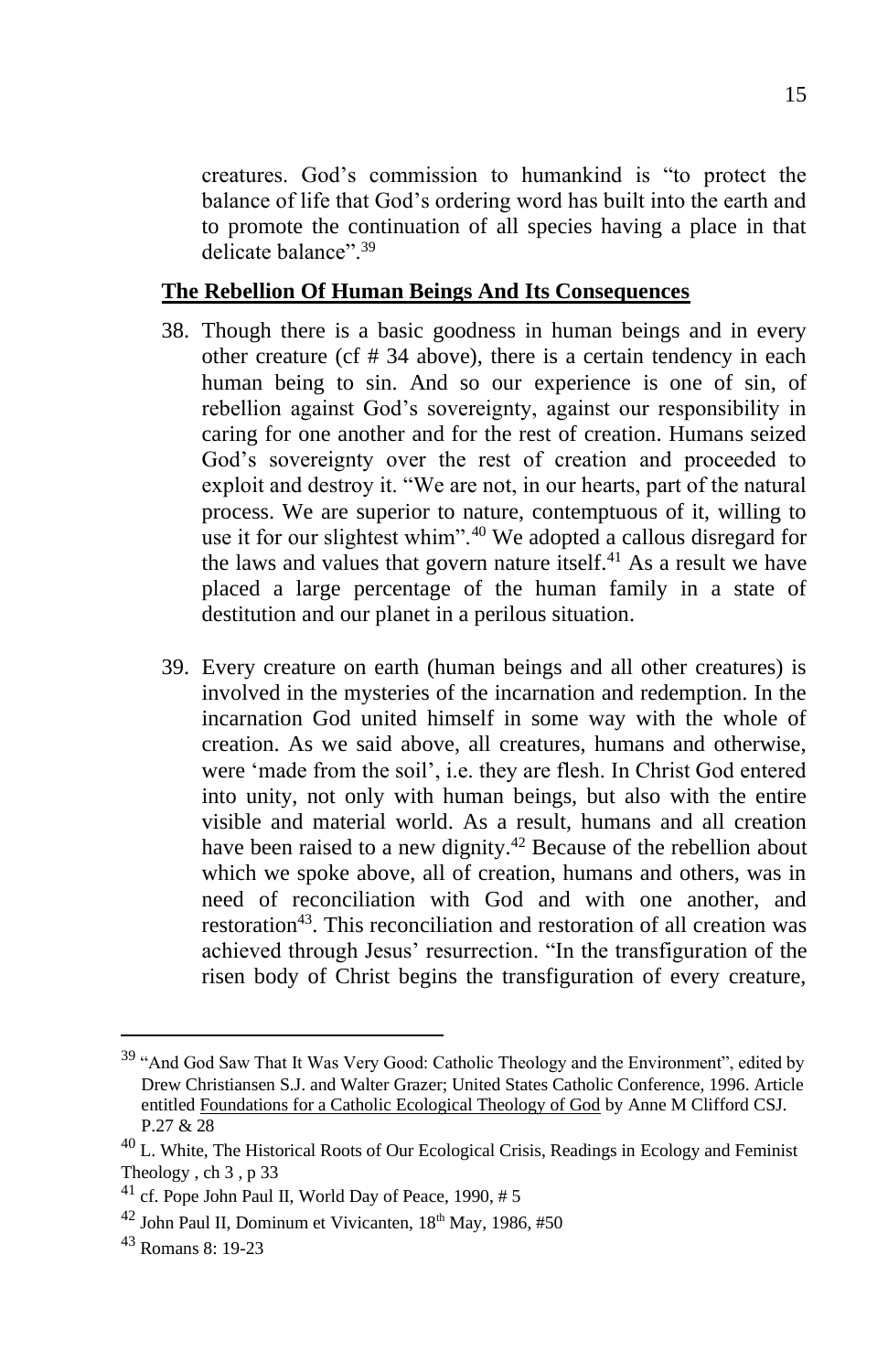creatures. God's commission to humankind is "to protect the balance of life that God's ordering word has built into the earth and to promote the continuation of all species having a place in that delicate balance".[39]

**The Rebellion Of Human Beings And Its Consequences**

38. Though there is a basic goodness in human beings and in every other creature (cf # 34 above), there is a certain tendency in each human being to sin. And so our experience is one of sin, of rebellion against God's sovereignty, against our responsibility in caring for one another and for the rest of creation. Humans seized God's sovereignty over the rest of creation and proceeded to exploit and destroy it. "We are not, in our hearts, part of the natural process. We are superior to nature, contemptuous of it, willing to use it for our slightest whim".[40] We adopted a callous disregard for the laws and values that govern nature itself.[41] As a result we have placed a large percentage of the human family in a state of destitution and our planet in a perilous situation.

39. Every creature on earth (human beings and all other creatures) is involved in the mysteries of the incarnation and redemption. In the incarnation God united himself in some way with the whole of creation. As we said above, all creatures, humans and otherwise, were 'made from the soil', i.e. they are flesh. In Christ God entered into unity, not only with human beings, but also with the entire visible and material world. As a result, humans and all creation have been raised to a new dignity.[42] Because of the rebellion about which we spoke above, all of creation, humans and others, was in need of reconciliation with God and with one another, and restoration[43]. This reconciliation and restoration of all creation was achieved through Jesus' resurrection. "In the transfiguration of the risen body of Christ begins the transfiguration of every creature,

---

[39] "And God Saw That It Was Very Good: Catholic Theology and the Environment", edited by Drew Christiansen S.J. and Walter Grazer; United States Catholic Conference, 1996. Article entitled Foundations for a Catholic Ecological Theology of God by Anne M Clifford CSJ. P.27 & 28

[40] L. White, The Historical Roots of Our Ecological Crisis, Readings in Ecology and Feminist Theology , ch 3 , p 33

[41] cf. Pope John Paul II, World Day of Peace, 1990, # 5

[42] John Paul II, Dominum et Vivicanten, 18th May, 1986, #50

[43] Romans 8: 19-23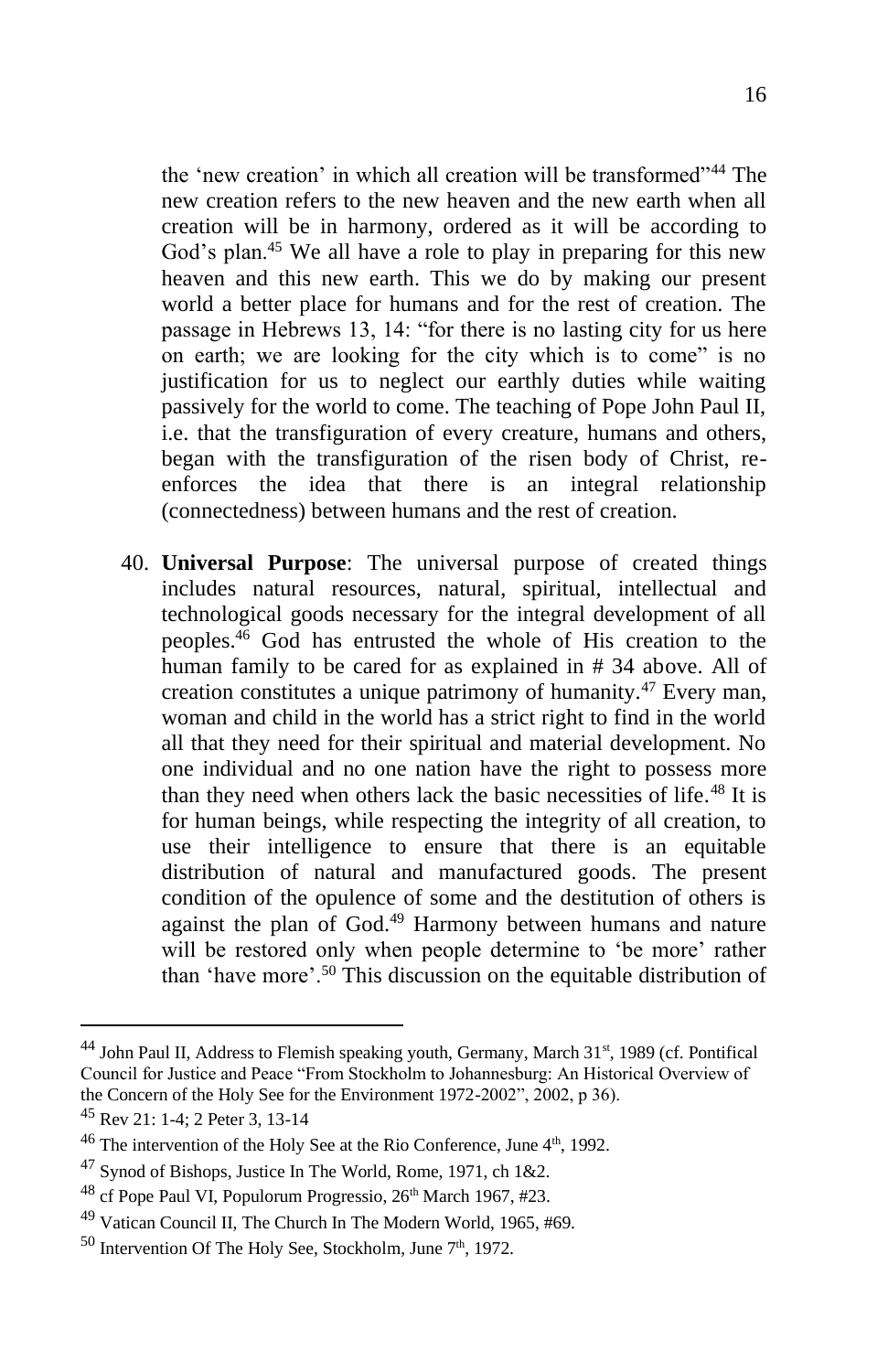the 'new creation' in which all creation will be transformed"[44] The new creation refers to the new heaven and the new earth when all creation will be in harmony, ordered as it will be according to God's plan.[45] We all have a role to play in preparing for this new heaven and this new earth. This we do by making our present world a better place for humans and for the rest of creation. The passage in Hebrews 13, 14: "for there is no lasting city for us here on earth; we are looking for the city which is to come" is no justification for us to neglect our earthly duties while waiting passively for the world to come. The teaching of Pope John Paul II, i.e. that the transfiguration of every creature, humans and others, began with the transfiguration of the risen body of Christ, re-enforces the idea that there is an integral relationship (connectedness) between humans and the rest of creation.

40. **Universal Purpose**: The universal purpose of created things includes natural resources, natural, spiritual, intellectual and technological goods necessary for the integral development of all peoples.[46] God has entrusted the whole of His creation to the human family to be cared for as explained in # 34 above. All of creation constitutes a unique patrimony of humanity.[47] Every man, woman and child in the world has a strict right to find in the world all that they need for their spiritual and material development. No one individual and no one nation have the right to possess more than they need when others lack the basic necessities of life.[48] It is for human beings, while respecting the integrity of all creation, to use their intelligence to ensure that there is an equitable distribution of natural and manufactured goods. The present condition of the opulence of some and the destitution of others is against the plan of God.[49] Harmony between humans and nature will be restored only when people determine to 'be more' rather than 'have more'.[50] This discussion on the equitable distribution of

---

[44] John Paul II, Address to Flemish speaking youth, Germany, March 31st, 1989 (cf. Pontifical Council for Justice and Peace "From Stockholm to Johannesburg: An Historical Overview of the Concern of the Holy See for the Environment 1972-2002", 2002, p 36).

[45] Rev 21: 1-4; 2 Peter 3, 13-14

[46] The intervention of the Holy See at the Rio Conference, June 4th, 1992.

[47] Synod of Bishops, Justice In The World, Rome, 1971, ch 1&2.

[48] cf Pope Paul VI, Populorum Progressio, 26th March 1967, #23.

[49] Vatican Council II, The Church In The Modern World, 1965, #69.

[50] Intervention Of The Holy See, Stockholm, June 7th, 1972.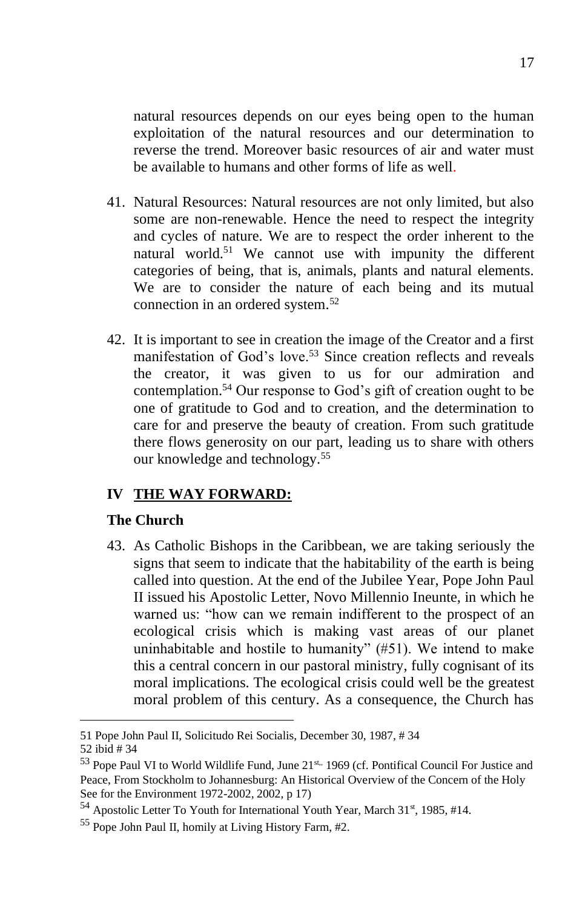natural resources depends on our eyes being open to the human exploitation of the natural resources and our determination to reverse the trend. Moreover basic resources of air and water must be available to humans and other forms of life as well.

41. Natural Resources: Natural resources are not only limited, but also some are non-renewable. Hence the need to respect the integrity and cycles of nature. We are to respect the order inherent to the natural world.[51] We cannot use with impunity the different categories of being, that is, animals, plants and natural elements. We are to consider the nature of each being and its mutual connection in an ordered system.[52]

42. It is important to see in creation the image of the Creator and a first manifestation of God's love.[53] Since creation reflects and reveals the creator, it was given to us for our admiration and contemplation.[54] Our response to God's gift of creation ought to be one of gratitude to God and to creation, and the determination to care for and preserve the beauty of creation. From such gratitude there flows generosity on our part, leading us to share with others our knowledge and technology.[55]

## IV THE WAY FORWARD:

### The Church

43. As Catholic Bishops in the Caribbean, we are taking seriously the signs that seem to indicate that the habitability of the earth is being called into question. At the end of the Jubilee Year, Pope John Paul II issued his Apostolic Letter, Novo Millennio Ineunte, in which he warned us: "how can we remain indifferent to the prospect of an ecological crisis which is making vast areas of our planet uninhabitable and hostile to humanity" (#51). We intend to make this a central concern in our pastoral ministry, fully cognisant of its moral implications. The ecological crisis could well be the greatest moral problem of this century. As a consequence, the Church has

---

51 Pope John Paul II, Solicitudo Rei Socialis, December 30, 1987, # 34

52 ibid # 34

53 Pope Paul VI to World Wildlife Fund, June 21st, 1969 (cf. Pontifical Council For Justice and Peace, From Stockholm to Johannesburg: An Historical Overview of the Concern of the Holy See for the Environment 1972-2002, 2002, p 17)

54 Apostolic Letter To Youth for International Youth Year, March 31st, 1985, #14.

55 Pope John Paul II, homily at Living History Farm, #2.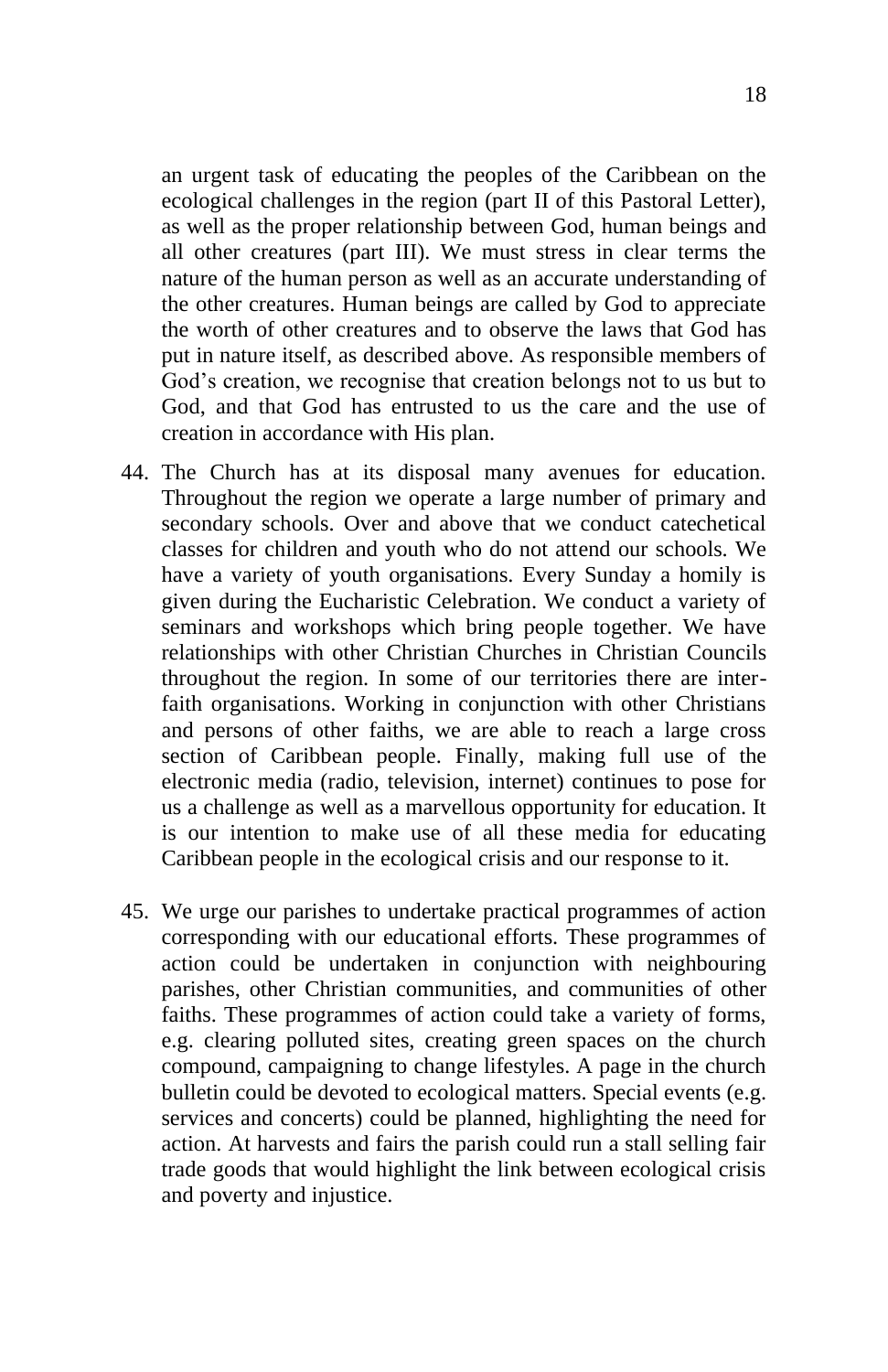an urgent task of educating the peoples of the Caribbean on the ecological challenges in the region (part II of this Pastoral Letter), as well as the proper relationship between God, human beings and all other creatures (part III). We must stress in clear terms the nature of the human person as well as an accurate understanding of the other creatures. Human beings are called by God to appreciate the worth of other creatures and to observe the laws that God has put in nature itself, as described above. As responsible members of God's creation, we recognise that creation belongs not to us but to God, and that God has entrusted to us the care and the use of creation in accordance with His plan.

44. The Church has at its disposal many avenues for education. Throughout the region we operate a large number of primary and secondary schools. Over and above that we conduct catechetical classes for children and youth who do not attend our schools. We have a variety of youth organisations. Every Sunday a homily is given during the Eucharistic Celebration. We conduct a variety of seminars and workshops which bring people together. We have relationships with other Christian Churches in Christian Councils throughout the region. In some of our territories there are inter-faith organisations. Working in conjunction with other Christians and persons of other faiths, we are able to reach a large cross section of Caribbean people. Finally, making full use of the electronic media (radio, television, internet) continues to pose for us a challenge as well as a marvellous opportunity for education. It is our intention to make use of all these media for educating Caribbean people in the ecological crisis and our response to it.

45. We urge our parishes to undertake practical programmes of action corresponding with our educational efforts. These programmes of action could be undertaken in conjunction with neighbouring parishes, other Christian communities, and communities of other faiths. These programmes of action could take a variety of forms, e.g. clearing polluted sites, creating green spaces on the church compound, campaigning to change lifestyles. A page in the church bulletin could be devoted to ecological matters. Special events (e.g. services and concerts) could be planned, highlighting the need for action. At harvests and fairs the parish could run a stall selling fair trade goods that would highlight the link between ecological crisis and poverty and injustice.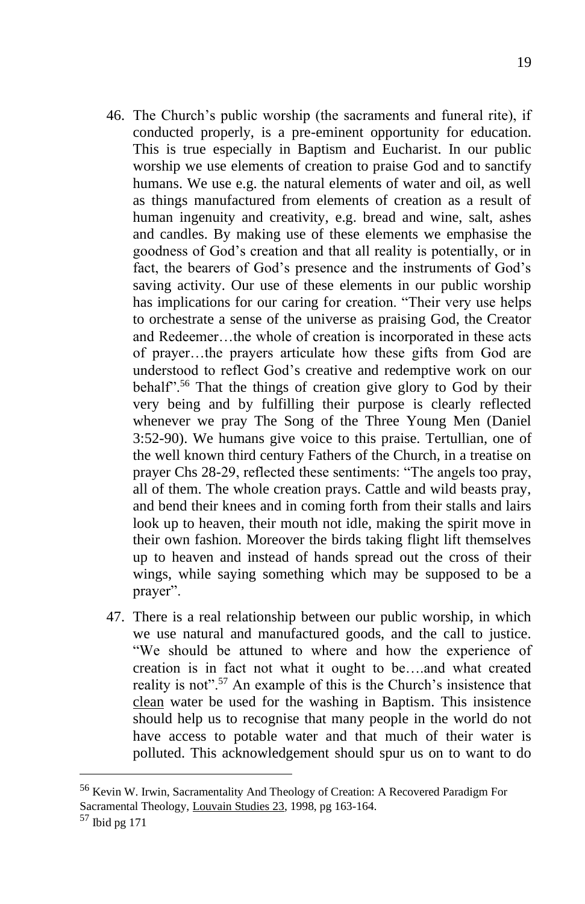46. The Church's public worship (the sacraments and funeral rite), if conducted properly, is a pre-eminent opportunity for education. This is true especially in Baptism and Eucharist. In our public worship we use elements of creation to praise God and to sanctify humans. We use e.g. the natural elements of water and oil, as well as things manufactured from elements of creation as a result of human ingenuity and creativity, e.g. bread and wine, salt, ashes and candles. By making use of these elements we emphasise the goodness of God's creation and that all reality is potentially, or in fact, the bearers of God's presence and the instruments of God's saving activity. Our use of these elements in our public worship has implications for our caring for creation. "Their very use helps to orchestrate a sense of the universe as praising God, the Creator and Redeemer…the whole of creation is incorporated in these acts of prayer…the prayers articulate how these gifts from God are understood to reflect God's creative and redemptive work on our behalf".[56] That the things of creation give glory to God by their very being and by fulfilling their purpose is clearly reflected whenever we pray The Song of the Three Young Men (Daniel 3:52-90). We humans give voice to this praise. Tertullian, one of the well known third century Fathers of the Church, in a treatise on prayer Chs 28-29, reflected these sentiments: "The angels too pray, all of them. The whole creation prays. Cattle and wild beasts pray, and bend their knees and in coming forth from their stalls and lairs look up to heaven, their mouth not idle, making the spirit move in their own fashion. Moreover the birds taking flight lift themselves up to heaven and instead of hands spread out the cross of their wings, while saying something which may be supposed to be a prayer".

47. There is a real relationship between our public worship, in which we use natural and manufactured goods, and the call to justice. "We should be attuned to where and how the experience of creation is in fact not what it ought to be….and what created reality is not".[57] An example of this is the Church's insistence that <u>clean</u> water be used for the washing in Baptism. This insistence should help us to recognise that many people in the world do not have access to potable water and that much of their water is polluted. This acknowledgement should spur us on to want to do

---

[56] Kevin W. Irwin, Sacramentality And Theology of Creation: A Recovered Paradigm For Sacramental Theology, <u>Louvain Studies 23</u>, 1998, pg 163-164.

[57] Ibid pg 171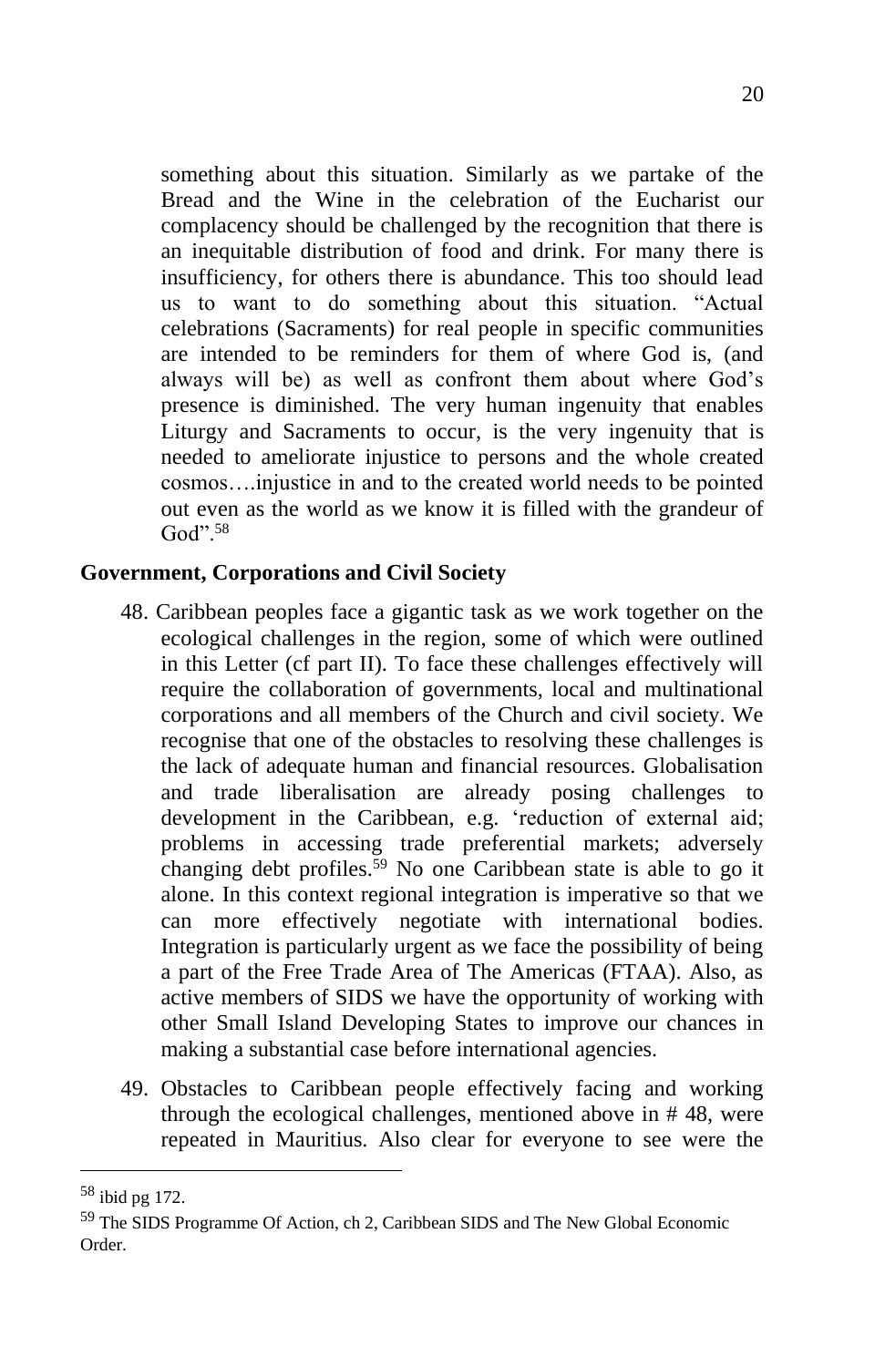something about this situation. Similarly as we partake of the Bread and the Wine in the celebration of the Eucharist our complacency should be challenged by the recognition that there is an inequitable distribution of food and drink. For many there is insufficiency, for others there is abundance. This too should lead us to want to do something about this situation. "Actual celebrations (Sacraments) for real people in specific communities are intended to be reminders for them of where God is, (and always will be) as well as confront them about where God's presence is diminished. The very human ingenuity that enables Liturgy and Sacraments to occur, is the very ingenuity that is needed to ameliorate injustice to persons and the whole created cosmos….injustice in and to the created world needs to be pointed out even as the world as we know it is filled with the grandeur of God".[58]

**Government, Corporations and Civil Society**

48. Caribbean peoples face a gigantic task as we work together on the ecological challenges in the region, some of which were outlined in this Letter (cf part II). To face these challenges effectively will require the collaboration of governments, local and multinational corporations and all members of the Church and civil society. We recognise that one of the obstacles to resolving these challenges is the lack of adequate human and financial resources. Globalisation and trade liberalisation are already posing challenges to development in the Caribbean, e.g. 'reduction of external aid; problems in accessing trade preferential markets; adversely changing debt profiles.[59] No one Caribbean state is able to go it alone. In this context regional integration is imperative so that we can more effectively negotiate with international bodies. Integration is particularly urgent as we face the possibility of being a part of the Free Trade Area of The Americas (FTAA). Also, as active members of SIDS we have the opportunity of working with other Small Island Developing States to improve our chances in making a substantial case before international agencies.

49. Obstacles to Caribbean people effectively facing and working through the ecological challenges, mentioned above in # 48, were repeated in Mauritius. Also clear for everyone to see were the

---

[58] ibid pg 172.

[59] The SIDS Programme Of Action, ch 2, Caribbean SIDS and The New Global Economic Order.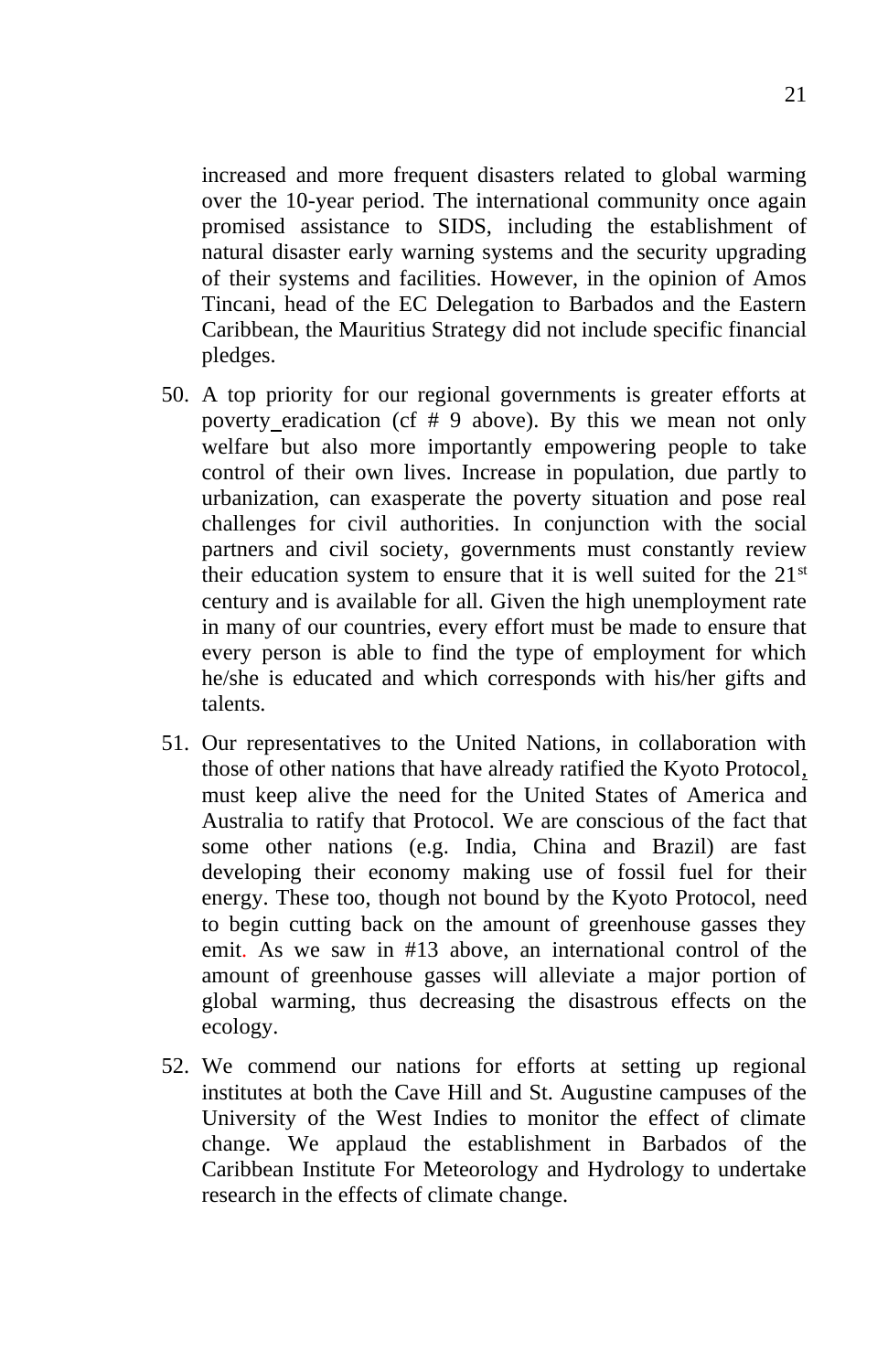increased and more frequent disasters related to global warming over the 10-year period. The international community once again promised assistance to SIDS, including the establishment of natural disaster early warning systems and the security upgrading of their systems and facilities. However, in the opinion of Amos Tincani, head of the EC Delegation to Barbados and the Eastern Caribbean, the Mauritius Strategy did not include specific financial pledges.

50. A top priority for our regional governments is greater efforts at poverty eradication (cf # 9 above). By this we mean not only welfare but also more importantly empowering people to take control of their own lives. Increase in population, due partly to urbanization, can exasperate the poverty situation and pose real challenges for civil authorities. In conjunction with the social partners and civil society, governments must constantly review their education system to ensure that it is well suited for the 21st century and is available for all. Given the high unemployment rate in many of our countries, every effort must be made to ensure that every person is able to find the type of employment for which he/she is educated and which corresponds with his/her gifts and talents.

51. Our representatives to the United Nations, in collaboration with those of other nations that have already ratified the Kyoto Protocol, must keep alive the need for the United States of America and Australia to ratify that Protocol. We are conscious of the fact that some other nations (e.g. India, China and Brazil) are fast developing their economy making use of fossil fuel for their energy. These too, though not bound by the Kyoto Protocol, need to begin cutting back on the amount of greenhouse gasses they emit. As we saw in #13 above, an international control of the amount of greenhouse gasses will alleviate a major portion of global warming, thus decreasing the disastrous effects on the ecology.

52. We commend our nations for efforts at setting up regional institutes at both the Cave Hill and St. Augustine campuses of the University of the West Indies to monitor the effect of climate change. We applaud the establishment in Barbados of the Caribbean Institute For Meteorology and Hydrology to undertake research in the effects of climate change.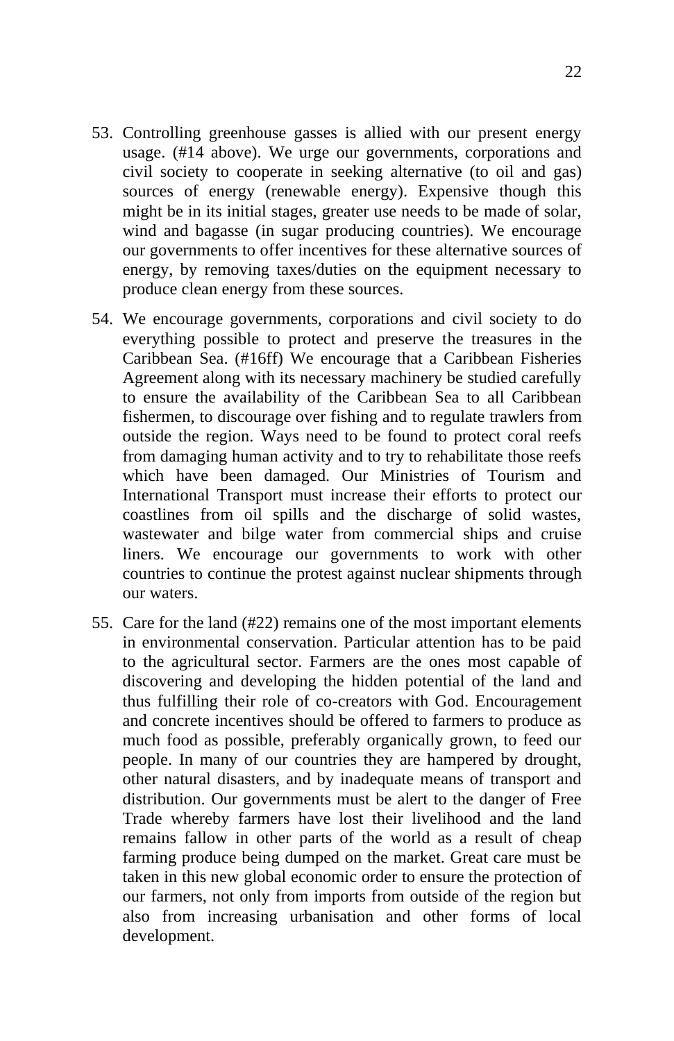53. Controlling greenhouse gasses is allied with our present energy usage. (#14 above). We urge our governments, corporations and civil society to cooperate in seeking alternative (to oil and gas) sources of energy (renewable energy). Expensive though this might be in its initial stages, greater use needs to be made of solar, wind and bagasse (in sugar producing countries). We encourage our governments to offer incentives for these alternative sources of energy, by removing taxes/duties on the equipment necessary to produce clean energy from these sources.

54. We encourage governments, corporations and civil society to do everything possible to protect and preserve the treasures in the Caribbean Sea. (#16ff) We encourage that a Caribbean Fisheries Agreement along with its necessary machinery be studied carefully to ensure the availability of the Caribbean Sea to all Caribbean fishermen, to discourage over fishing and to regulate trawlers from outside the region. Ways need to be found to protect coral reefs from damaging human activity and to try to rehabilitate those reefs which have been damaged. Our Ministries of Tourism and International Transport must increase their efforts to protect our coastlines from oil spills and the discharge of solid wastes, wastewater and bilge water from commercial ships and cruise liners. We encourage our governments to work with other countries to continue the protest against nuclear shipments through our waters.

55. Care for the land (#22) remains one of the most important elements in environmental conservation. Particular attention has to be paid to the agricultural sector. Farmers are the ones most capable of discovering and developing the hidden potential of the land and thus fulfilling their role of co-creators with God. Encouragement and concrete incentives should be offered to farmers to produce as much food as possible, preferably organically grown, to feed our people. In many of our countries they are hampered by drought, other natural disasters, and by inadequate means of transport and distribution. Our governments must be alert to the danger of Free Trade whereby farmers have lost their livelihood and the land remains fallow in other parts of the world as a result of cheap farming produce being dumped on the market. Great care must be taken in this new global economic order to ensure the protection of our farmers, not only from imports from outside of the region but also from increasing urbanisation and other forms of local development.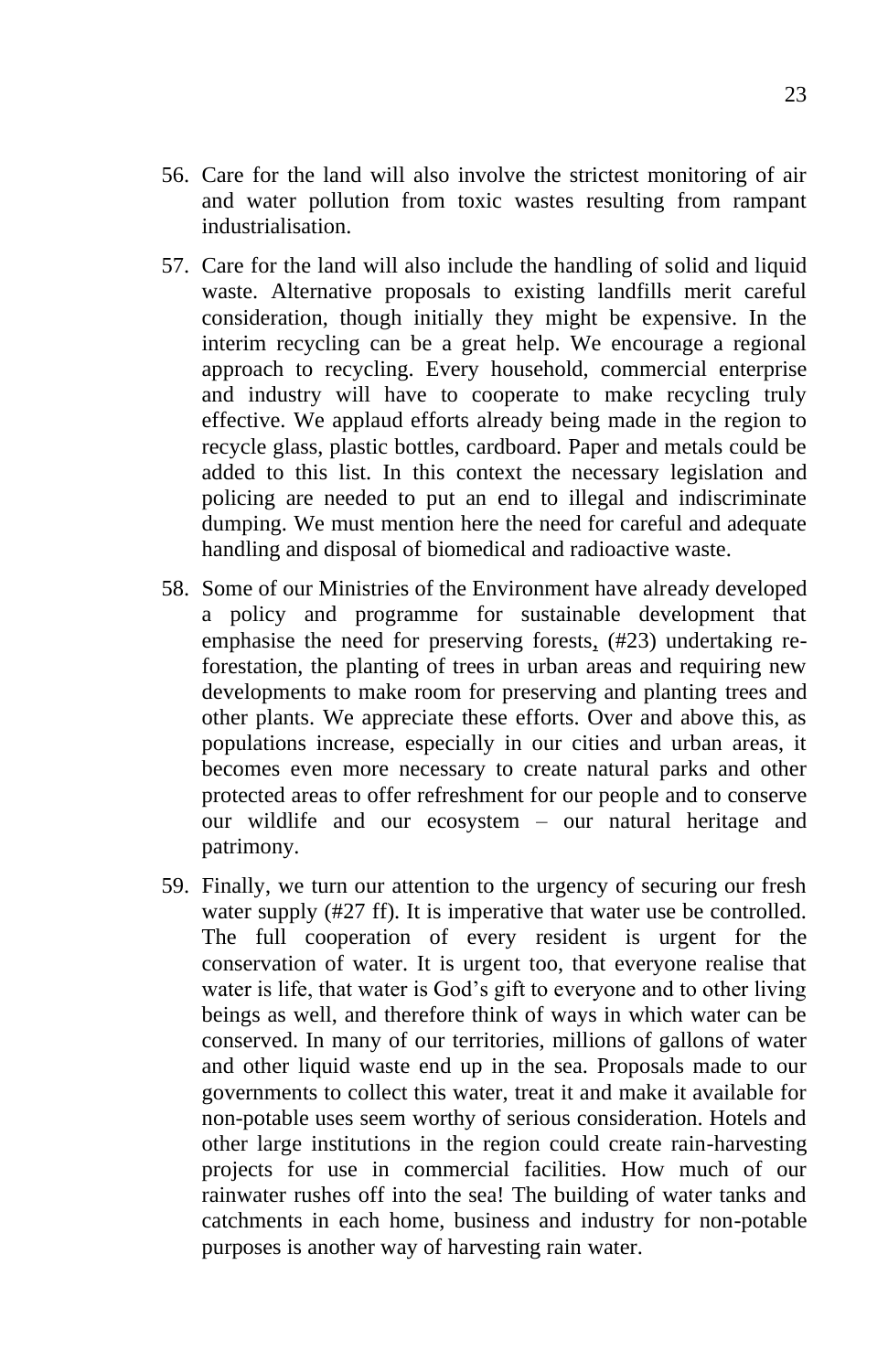56. Care for the land will also involve the strictest monitoring of air and water pollution from toxic wastes resulting from rampant industrialisation.

57. Care for the land will also include the handling of solid and liquid waste. Alternative proposals to existing landfills merit careful consideration, though initially they might be expensive. In the interim recycling can be a great help. We encourage a regional approach to recycling. Every household, commercial enterprise and industry will have to cooperate to make recycling truly effective. We applaud efforts already being made in the region to recycle glass, plastic bottles, cardboard. Paper and metals could be added to this list. In this context the necessary legislation and policing are needed to put an end to illegal and indiscriminate dumping. We must mention here the need for careful and adequate handling and disposal of biomedical and radioactive waste.

58. Some of our Ministries of the Environment have already developed a policy and programme for sustainable development that emphasise the need for preserving forests, (#23) undertaking re-forestation, the planting of trees in urban areas and requiring new developments to make room for preserving and planting trees and other plants. We appreciate these efforts. Over and above this, as populations increase, especially in our cities and urban areas, it becomes even more necessary to create natural parks and other protected areas to offer refreshment for our people and to conserve our wildlife and our ecosystem – our natural heritage and patrimony.

59. Finally, we turn our attention to the urgency of securing our fresh water supply (#27 ff). It is imperative that water use be controlled. The full cooperation of every resident is urgent for the conservation of water. It is urgent too, that everyone realise that water is life, that water is God's gift to everyone and to other living beings as well, and therefore think of ways in which water can be conserved. In many of our territories, millions of gallons of water and other liquid waste end up in the sea. Proposals made to our governments to collect this water, treat it and make it available for non-potable uses seem worthy of serious consideration. Hotels and other large institutions in the region could create rain-harvesting projects for use in commercial facilities. How much of our rainwater rushes off into the sea! The building of water tanks and catchments in each home, business and industry for non-potable purposes is another way of harvesting rain water.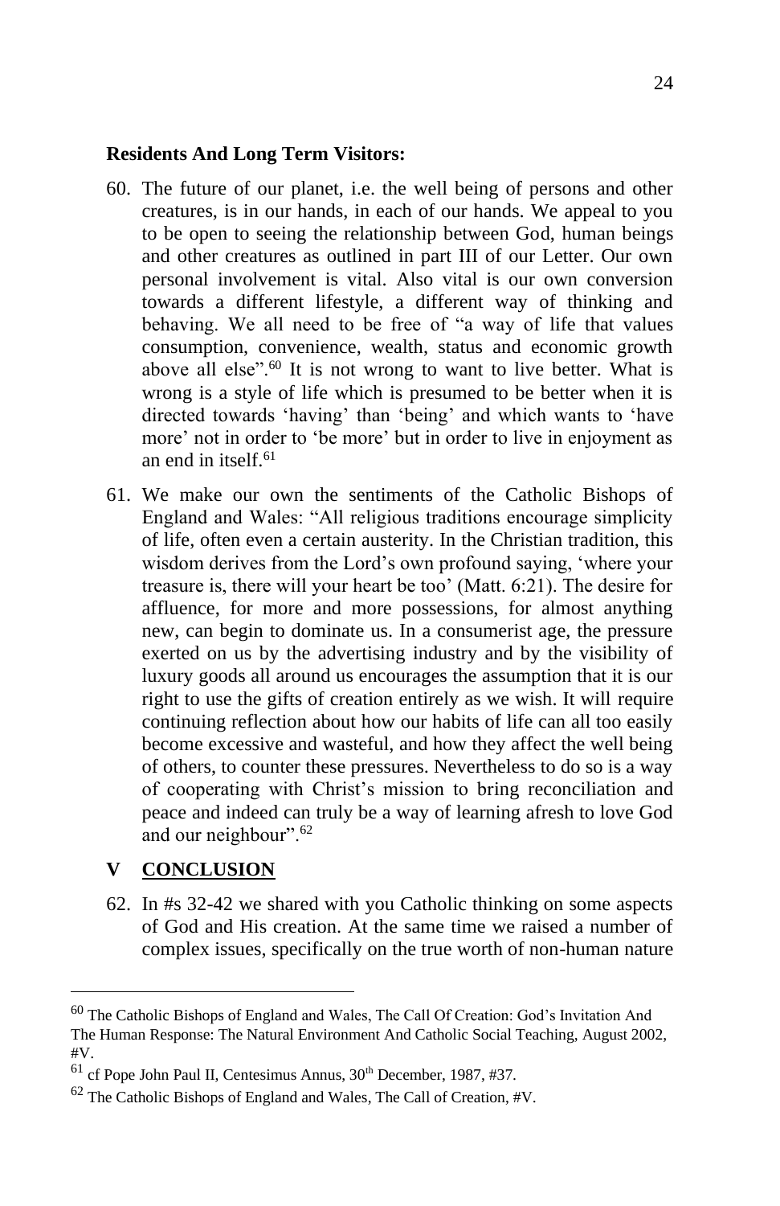**Residents And Long Term Visitors:**

60. The future of our planet, i.e. the well being of persons and other creatures, is in our hands, in each of our hands. We appeal to you to be open to seeing the relationship between God, human beings and other creatures as outlined in part III of our Letter. Our own personal involvement is vital. Also vital is our own conversion towards a different lifestyle, a different way of thinking and behaving. We all need to be free of "a way of life that values consumption, convenience, wealth, status and economic growth above all else".[60] It is not wrong to want to live better. What is wrong is a style of life which is presumed to be better when it is directed towards 'having' than 'being' and which wants to 'have more' not in order to 'be more' but in order to live in enjoyment as an end in itself.[61]

61. We make our own the sentiments of the Catholic Bishops of England and Wales: "All religious traditions encourage simplicity of life, often even a certain austerity. In the Christian tradition, this wisdom derives from the Lord's own profound saying, 'where your treasure is, there will your heart be too' (Matt. 6:21). The desire for affluence, for more and more possessions, for almost anything new, can begin to dominate us. In a consumerist age, the pressure exerted on us by the advertising industry and by the visibility of luxury goods all around us encourages the assumption that it is our right to use the gifts of creation entirely as we wish. It will require continuing reflection about how our habits of life can all too easily become excessive and wasteful, and how they affect the well being of others, to counter these pressures. Nevertheless to do so is a way of cooperating with Christ's mission to bring reconciliation and peace and indeed can truly be a way of learning afresh to love God and our neighbour".[62]

## V **CONCLUSION**

62. In #s 32-42 we shared with you Catholic thinking on some aspects of God and His creation. At the same time we raised a number of complex issues, specifically on the true worth of non-human nature

---

[60] The Catholic Bishops of England and Wales, The Call Of Creation: God's Invitation And The Human Response: The Natural Environment And Catholic Social Teaching, August 2002, #V.

[61] cf Pope John Paul II, Centesimus Annus, 30th December, 1987, #37.

[62] The Catholic Bishops of England and Wales, The Call of Creation, #V.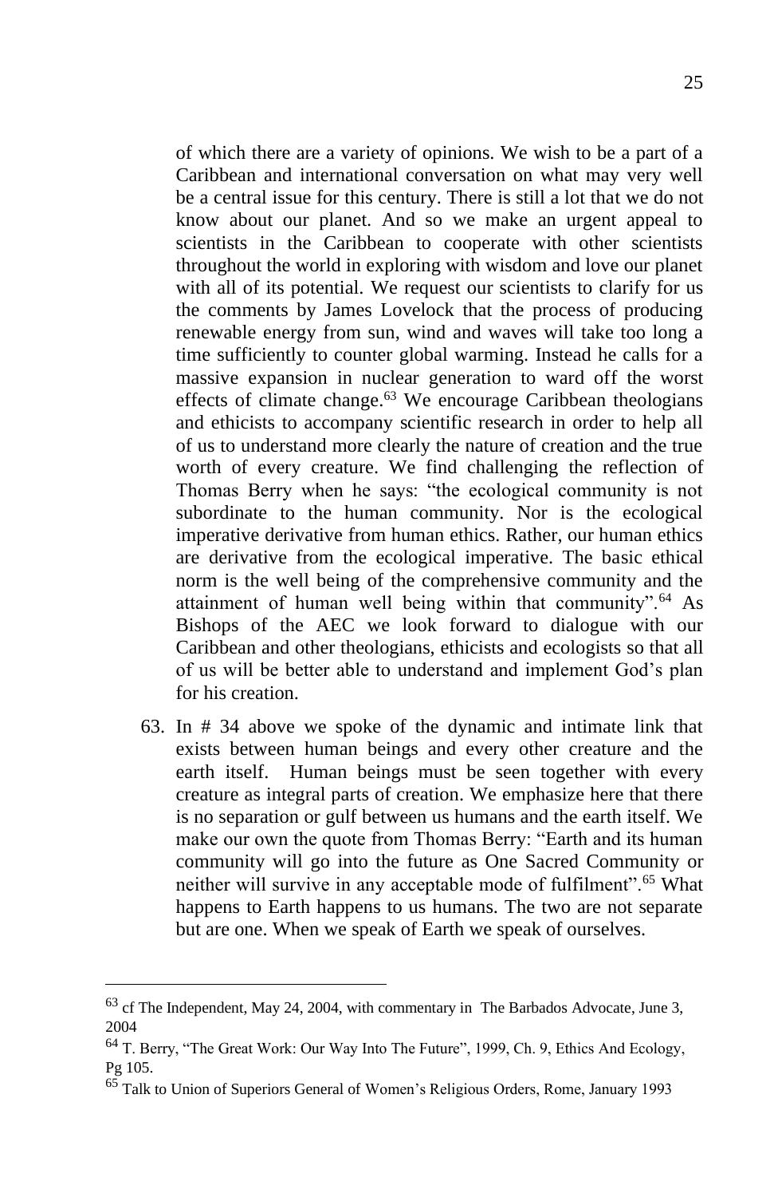of which there are a variety of opinions. We wish to be a part of a Caribbean and international conversation on what may very well be a central issue for this century. There is still a lot that we do not know about our planet. And so we make an urgent appeal to scientists in the Caribbean to cooperate with other scientists throughout the world in exploring with wisdom and love our planet with all of its potential. We request our scientists to clarify for us the comments by James Lovelock that the process of producing renewable energy from sun, wind and waves will take too long a time sufficiently to counter global warming. Instead he calls for a massive expansion in nuclear generation to ward off the worst effects of climate change.[63] We encourage Caribbean theologians and ethicists to accompany scientific research in order to help all of us to understand more clearly the nature of creation and the true worth of every creature. We find challenging the reflection of Thomas Berry when he says: "the ecological community is not subordinate to the human community. Nor is the ecological imperative derivative from human ethics. Rather, our human ethics are derivative from the ecological imperative. The basic ethical norm is the well being of the comprehensive community and the attainment of human well being within that community".[64] As Bishops of the AEC we look forward to dialogue with our Caribbean and other theologians, ethicists and ecologists so that all of us will be better able to understand and implement God's plan for his creation.

63. In # 34 above we spoke of the dynamic and intimate link that exists between human beings and every other creature and the earth itself. Human beings must be seen together with every creature as integral parts of creation. We emphasize here that there is no separation or gulf between us humans and the earth itself. We make our own the quote from Thomas Berry: "Earth and its human community will go into the future as One Sacred Community or neither will survive in any acceptable mode of fulfilment".[65] What happens to Earth happens to us humans. The two are not separate but are one. When we speak of Earth we speak of ourselves.

---

[63] cf The Independent, May 24, 2004, with commentary in The Barbados Advocate, June 3, 2004

[64] T. Berry, "The Great Work: Our Way Into The Future", 1999, Ch. 9, Ethics And Ecology, Pg 105.

[65] Talk to Union of Superiors General of Women's Religious Orders, Rome, January 1993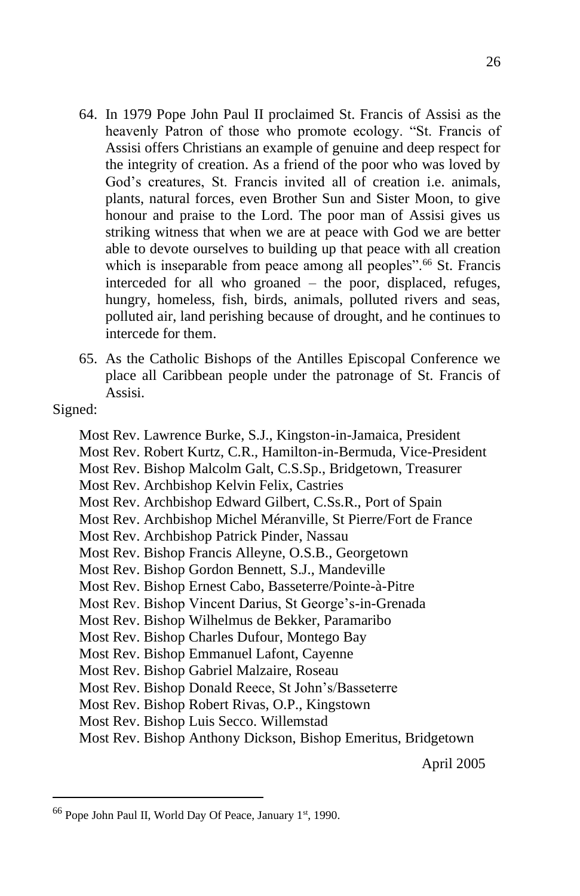64. In 1979 Pope John Paul II proclaimed St. Francis of Assisi as the heavenly Patron of those who promote ecology. "St. Francis of Assisi offers Christians an example of genuine and deep respect for the integrity of creation. As a friend of the poor who was loved by God's creatures, St. Francis invited all of creation i.e. animals, plants, natural forces, even Brother Sun and Sister Moon, to give honour and praise to the Lord. The poor man of Assisi gives us striking witness that when we are at peace with God we are better able to devote ourselves to building up that peace with all creation which is inseparable from peace among all peoples".[66] St. Francis interceded for all who groaned – the poor, displaced, refuges, hungry, homeless, fish, birds, animals, polluted rivers and seas, polluted air, land perishing because of drought, and he continues to intercede for them.

65. As the Catholic Bishops of the Antilles Episcopal Conference we place all Caribbean people under the patronage of St. Francis of Assisi.

Signed:

Most Rev. Lawrence Burke, S.J., Kingston-in-Jamaica, President
Most Rev. Robert Kurtz, C.R., Hamilton-in-Bermuda, Vice-President
Most Rev. Bishop Malcolm Galt, C.S.Sp., Bridgetown, Treasurer
Most Rev. Archbishop Kelvin Felix, Castries
Most Rev. Archbishop Edward Gilbert, C.Ss.R., Port of Spain
Most Rev. Archbishop Michel Méranville, St Pierre/Fort de France
Most Rev. Archbishop Patrick Pinder, Nassau
Most Rev. Bishop Francis Alleyne, O.S.B., Georgetown
Most Rev. Bishop Gordon Bennett, S.J., Mandeville
Most Rev. Bishop Ernest Cabo, Basseterre/Pointe-à-Pitre
Most Rev. Bishop Vincent Darius, St George's-in-Grenada
Most Rev. Bishop Wilhelmus de Bekker, Paramaribo
Most Rev. Bishop Charles Dufour, Montego Bay
Most Rev. Bishop Emmanuel Lafont, Cayenne
Most Rev. Bishop Gabriel Malzaire, Roseau
Most Rev. Bishop Donald Reece, St John's/Basseterre
Most Rev. Bishop Robert Rivas, O.P., Kingstown
Most Rev. Bishop Luis Secco. Willemstad
Most Rev. Bishop Anthony Dickson, Bishop Emeritus, Bridgetown

April 2005

[66] Pope John Paul II, World Day Of Peace, January 1st, 1990.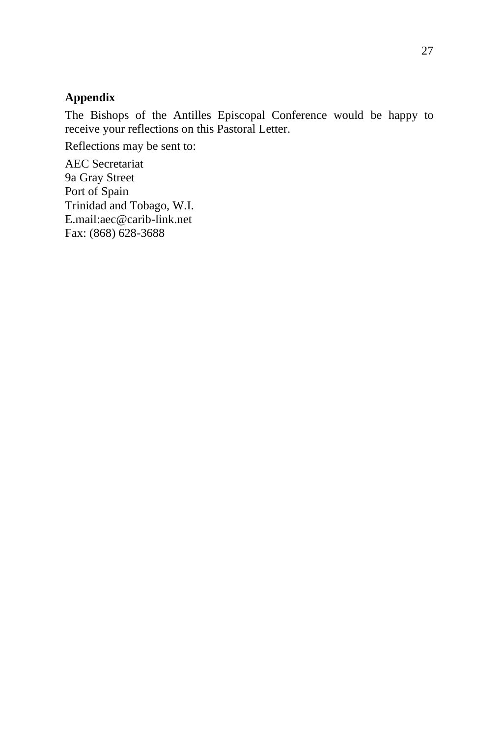**Appendix**

The Bishops of the Antilles Episcopal Conference would be happy to receive your reflections on this Pastoral Letter.

Reflections may be sent to:

AEC Secretariat  
9a Gray Street  
Port of Spain  
Trinidad and Tobago, W.I.  
E.mail:aec@carib-link.net  
Fax: (868) 628-3688